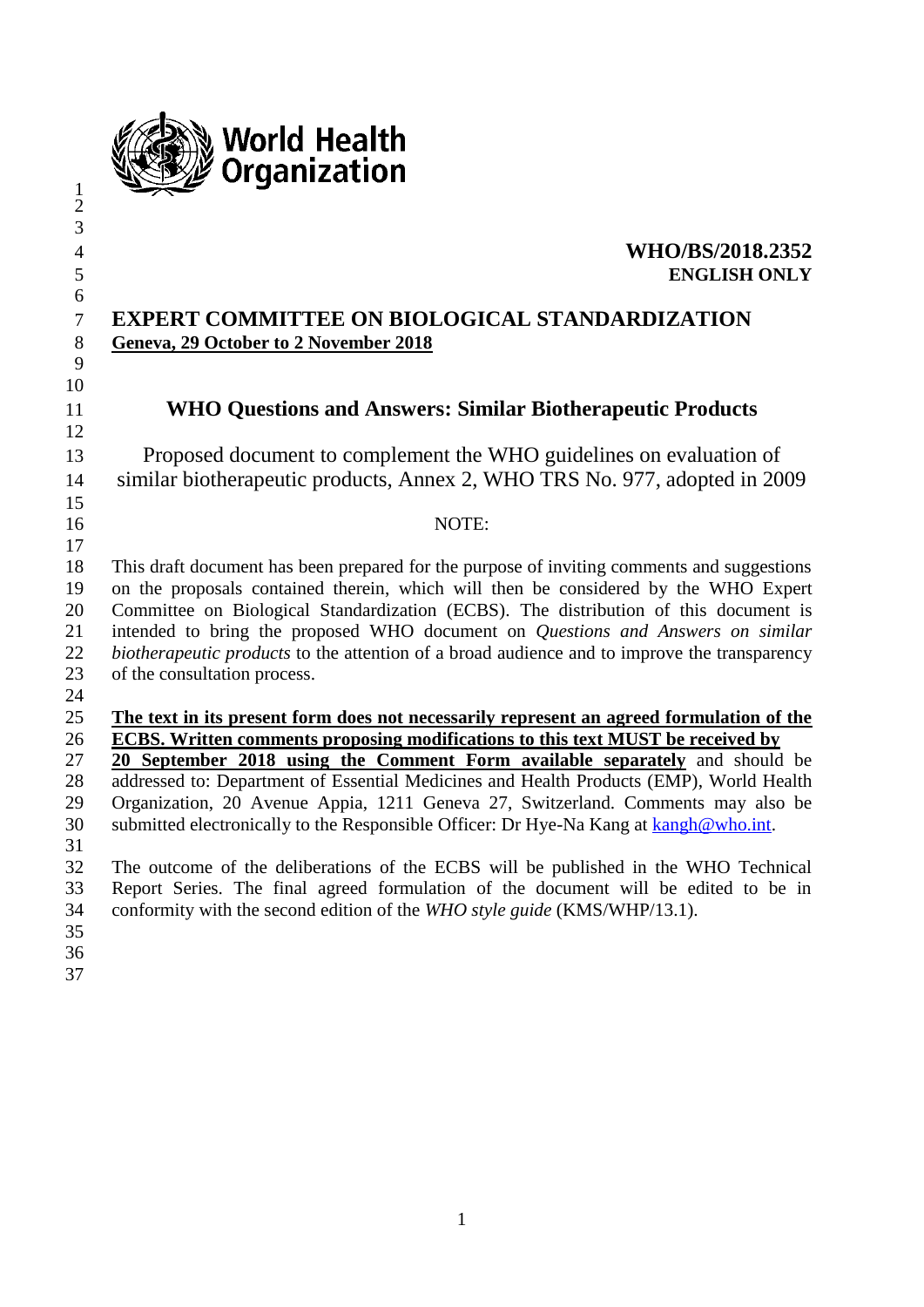World Health Organization

**WHO/BS/2018.2352**
**ENGLISH ONLY**

# EXPERT COMMITTEE ON BIOLOGICAL STANDARDIZATION

**Geneva, 29 October to 2 November 2018**

## WHO Questions and Answers: Similar Biotherapeutic Products

Proposed document to complement the WHO guidelines on evaluation of similar biotherapeutic products, Annex 2, WHO TRS No. 977, adopted in 2009

NOTE:

This draft document has been prepared for the purpose of inviting comments and suggestions on the proposals contained therein, which will then be considered by the WHO Expert Committee on Biological Standardization (ECBS). The distribution of this document is intended to bring the proposed WHO document on *Questions and Answers on similar biotherapeutic products* to the attention of a broad audience and to improve the transparency of the consultation process.

**The text in its present form does not necessarily represent an agreed formulation of the ECBS. Written comments proposing modifications to this text MUST be received by 20 September 2018 using the Comment Form available separately** and should be addressed to: Department of Essential Medicines and Health Products (EMP), World Health Organization, 20 Avenue Appia, 1211 Geneva 27, Switzerland. Comments may also be submitted electronically to the Responsible Officer: Dr Hye-Na Kang at kangh@who.int.

The outcome of the deliberations of the ECBS will be published in the WHO Technical Report Series. The final agreed formulation of the document will be edited to be in conformity with the second edition of the *WHO style guide* (KMS/WHP/13.1).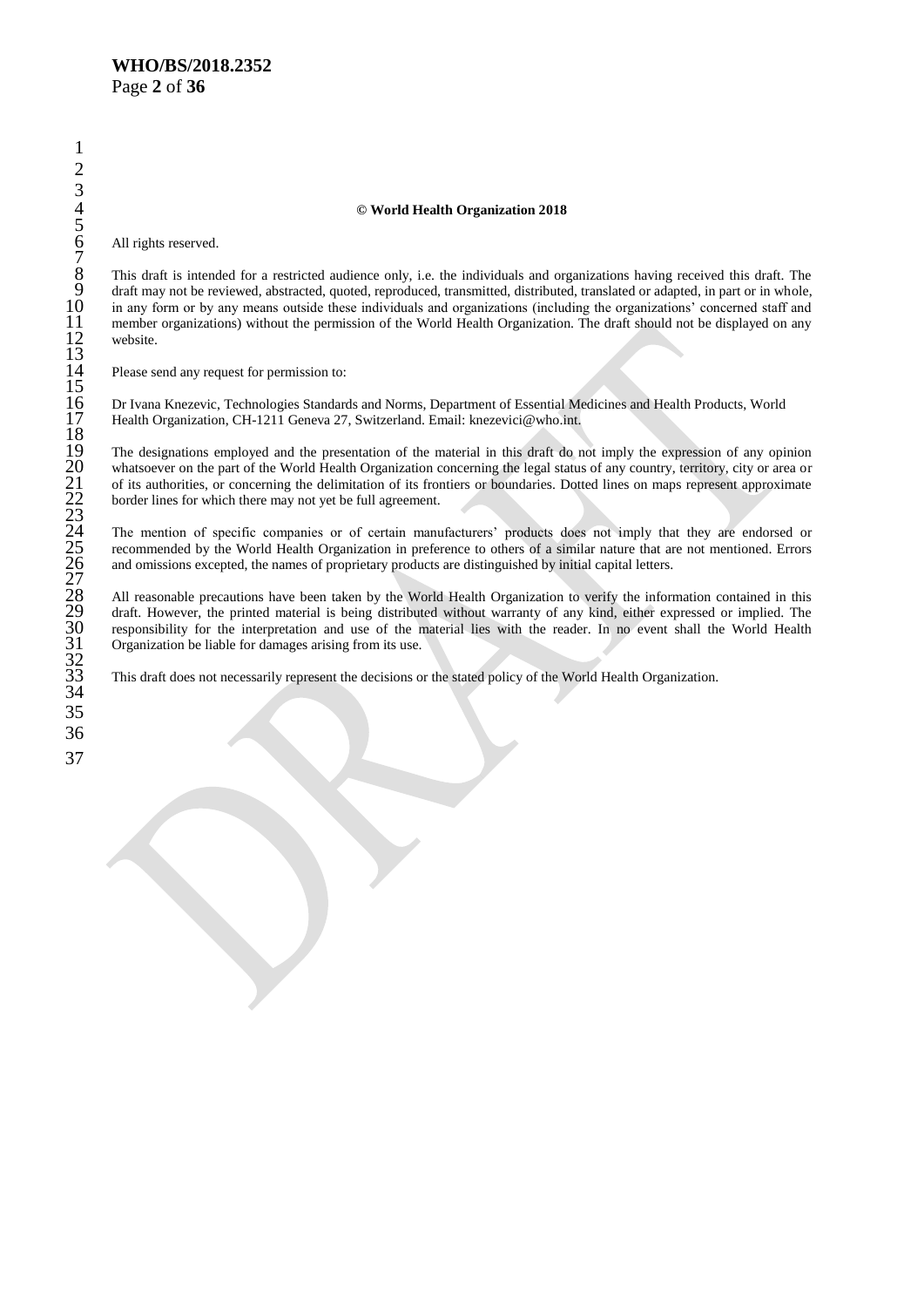**© World Health Organization 2018**

All rights reserved.

This draft is intended for a restricted audience only, i.e. the individuals and organizations having received this draft. The draft may not be reviewed, abstracted, quoted, reproduced, transmitted, distributed, translated or adapted, in part or in whole, in any form or by any means outside these individuals and organizations (including the organizations' concerned staff and member organizations) without the permission of the World Health Organization. The draft should not be displayed on any website.

Please send any request for permission to:

Dr Ivana Knezevic, Technologies Standards and Norms, Department of Essential Medicines and Health Products, World Health Organization, CH-1211 Geneva 27, Switzerland. Email: knezevici@who.int.

The designations employed and the presentation of the material in this draft do not imply the expression of any opinion whatsoever on the part of the World Health Organization concerning the legal status of any country, territory, city or area or of its authorities, or concerning the delimitation of its frontiers or boundaries. Dotted lines on maps represent approximate border lines for which there may not yet be full agreement.

The mention of specific companies or of certain manufacturers' products does not imply that they are endorsed or recommended by the World Health Organization in preference to others of a similar nature that are not mentioned. Errors and omissions excepted, the names of proprietary products are distinguished by initial capital letters.

All reasonable precautions have been taken by the World Health Organization to verify the information contained in this draft. However, the printed material is being distributed without warranty of any kind, either expressed or implied. The responsibility for the interpretation and use of the material lies with the reader. In no event shall the World Health Organization be liable for damages arising from its use.

This draft does not necessarily represent the decisions or the stated policy of the World Health Organization.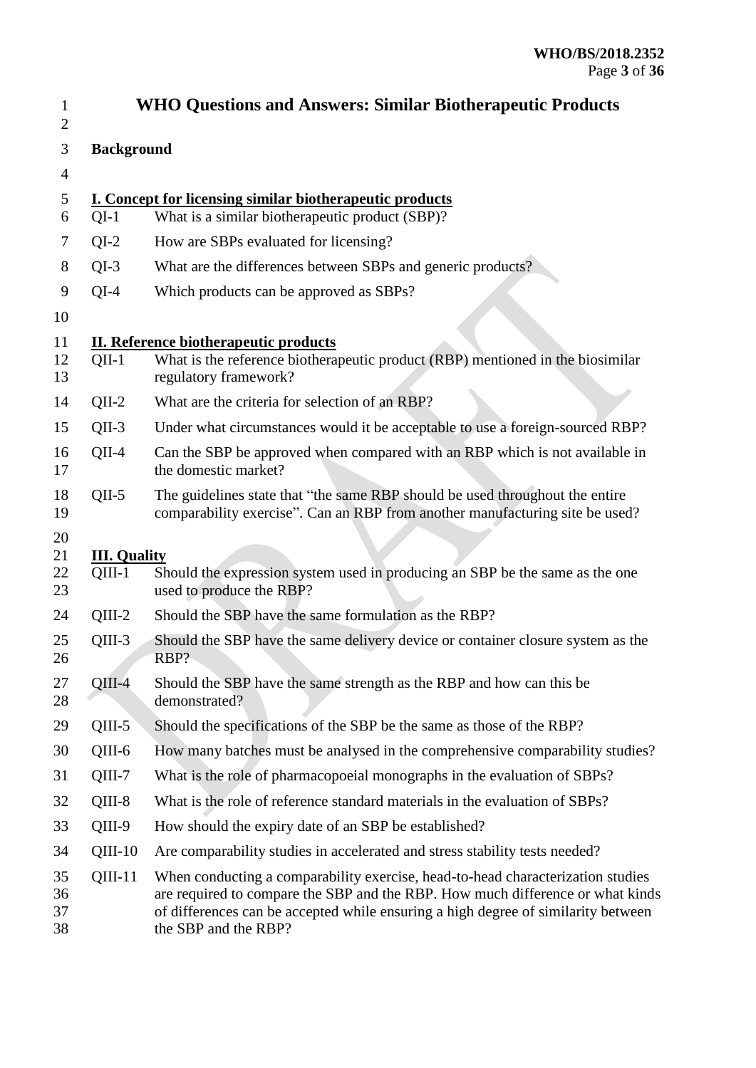# WHO Questions and Answers: Similar Biotherapeutic Products

**Background**

**I. Concept for licensing similar biotherapeutic products**

| | |
|---|---|
| QI-1 | What is a similar biotherapeutic product (SBP)? |
| QI-2 | How are SBPs evaluated for licensing? |
| QI-3 | What are the differences between SBPs and generic products? |
| QI-4 | Which products can be approved as SBPs? |

**II. Reference biotherapeutic products**

| | |
|---|---|
| QII-1 | What is the reference biotherapeutic product (RBP) mentioned in the biosimilar regulatory framework? |
| QII-2 | What are the criteria for selection of an RBP? |
| QII-3 | Under what circumstances would it be acceptable to use a foreign-sourced RBP? |
| QII-4 | Can the SBP be approved when compared with an RBP which is not available in the domestic market? |
| QII-5 | The guidelines state that "the same RBP should be used throughout the entire comparability exercise". Can an RBP from another manufacturing site be used? |

**III. Quality**

| | |
|---|---|
| QIII-1 | Should the expression system used in producing an SBP be the same as the one used to produce the RBP? |
| QIII-2 | Should the SBP have the same formulation as the RBP? |
| QIII-3 | Should the SBP have the same delivery device or container closure system as the RBP? |
| QIII-4 | Should the SBP have the same strength as the RBP and how can this be demonstrated? |
| QIII-5 | Should the specifications of the SBP be the same as those of the RBP? |
| QIII-6 | How many batches must be analysed in the comprehensive comparability studies? |
| QIII-7 | What is the role of pharmacopoeial monographs in the evaluation of SBPs? |
| QIII-8 | What is the role of reference standard materials in the evaluation of SBPs? |
| QIII-9 | How should the expiry date of an SBP be established? |
| QIII-10 | Are comparability studies in accelerated and stress stability tests needed? |
| QIII-11 | When conducting a comparability exercise, head-to-head characterization studies are required to compare the SBP and the RBP. How much difference or what kinds of differences can be accepted while ensuring a high degree of similarity between the SBP and the RBP? |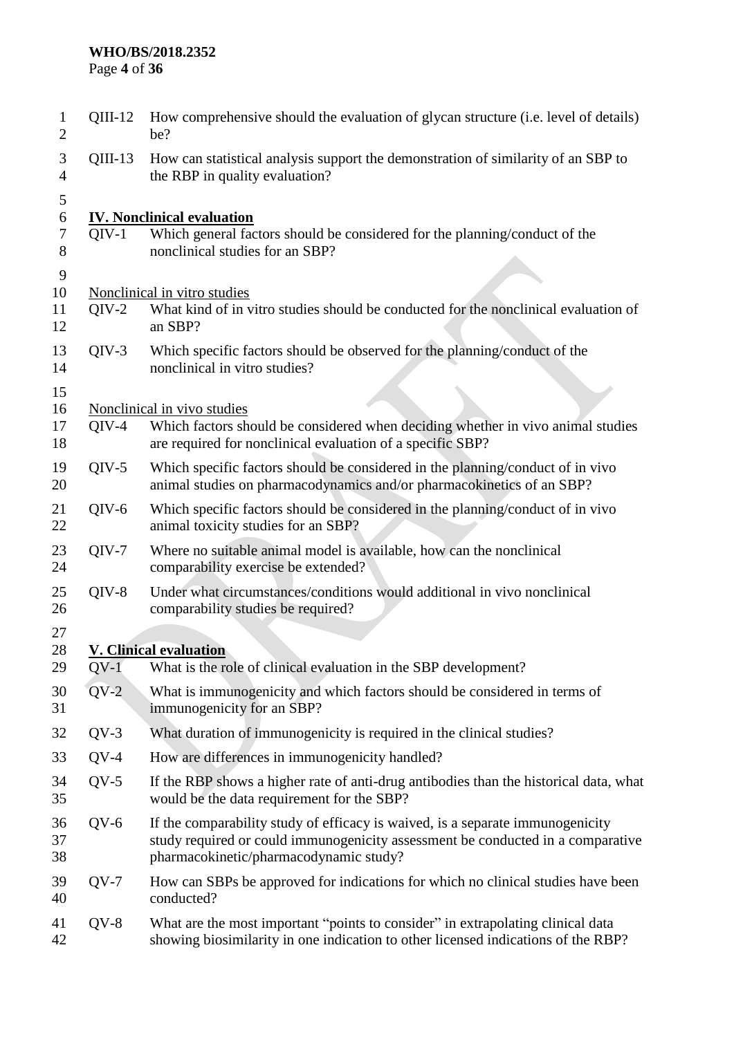QIII-12 How comprehensive should the evaluation of glycan structure (i.e. level of details) be?

QIII-13 How can statistical analysis support the demonstration of similarity of an SBP to the RBP in quality evaluation?

## IV. Nonclinical evaluation

QIV-1 Which general factors should be considered for the planning/conduct of the nonclinical studies for an SBP?

### Nonclinical in vitro studies

QIV-2 What kind of in vitro studies should be conducted for the nonclinical evaluation of an SBP?

QIV-3 Which specific factors should be observed for the planning/conduct of the nonclinical in vitro studies?

### Nonclinical in vivo studies

QIV-4 Which factors should be considered when deciding whether in vivo animal studies are required for nonclinical evaluation of a specific SBP?

QIV-5 Which specific factors should be considered in the planning/conduct of in vivo animal studies on pharmacodynamics and/or pharmacokinetics of an SBP?

QIV-6 Which specific factors should be considered in the planning/conduct of in vivo animal toxicity studies for an SBP?

QIV-7 Where no suitable animal model is available, how can the nonclinical comparability exercise be extended?

QIV-8 Under what circumstances/conditions would additional in vivo nonclinical comparability studies be required?

## V. Clinical evaluation

QV-1 What is the role of clinical evaluation in the SBP development?

QV-2 What is immunogenicity and which factors should be considered in terms of immunogenicity for an SBP?

QV-3 What duration of immunogenicity is required in the clinical studies?

QV-4 How are differences in immunogenicity handled?

QV-5 If the RBP shows a higher rate of anti-drug antibodies than the historical data, what would be the data requirement for the SBP?

QV-6 If the comparability study of efficacy is waived, is a separate immunogenicity study required or could immunogenicity assessment be conducted in a comparative pharmacokinetic/pharmacodynamic study?

QV-7 How can SBPs be approved for indications for which no clinical studies have been conducted?

QV-8 What are the most important "points to consider" in extrapolating clinical data showing biosimilarity in one indication to other licensed indications of the RBP?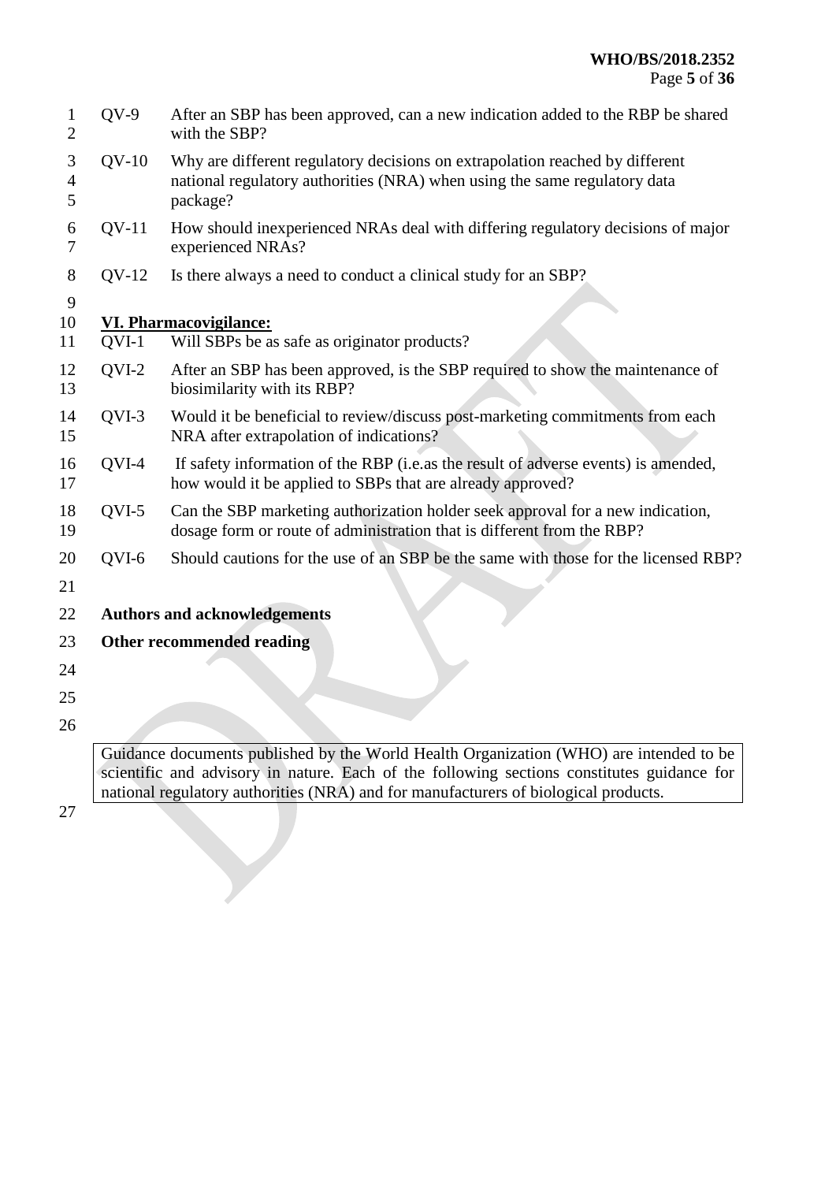QV-9 After an SBP has been approved, can a new indication added to the RBP be shared with the SBP?

QV-10 Why are different regulatory decisions on extrapolation reached by different national regulatory authorities (NRA) when using the same regulatory data package?

QV-11 How should inexperienced NRAs deal with differing regulatory decisions of major experienced NRAs?

QV-12 Is there always a need to conduct a clinical study for an SBP?

**VI. Pharmacovigilance:**

QVI-1 Will SBPs be as safe as originator products?

QVI-2 After an SBP has been approved, is the SBP required to show the maintenance of biosimilarity with its RBP?

QVI-3 Would it be beneficial to review/discuss post-marketing commitments from each NRA after extrapolation of indications?

QVI-4 If safety information of the RBP (i.e.as the result of adverse events) is amended, how would it be applied to SBPs that are already approved?

QVI-5 Can the SBP marketing authorization holder seek approval for a new indication, dosage form or route of administration that is different from the RBP?

QVI-6 Should cautions for the use of an SBP be the same with those for the licensed RBP?

**Authors and acknowledgements**

**Other recommended reading**

Guidance documents published by the World Health Organization (WHO) are intended to be scientific and advisory in nature. Each of the following sections constitutes guidance for national regulatory authorities (NRA) and for manufacturers of biological products.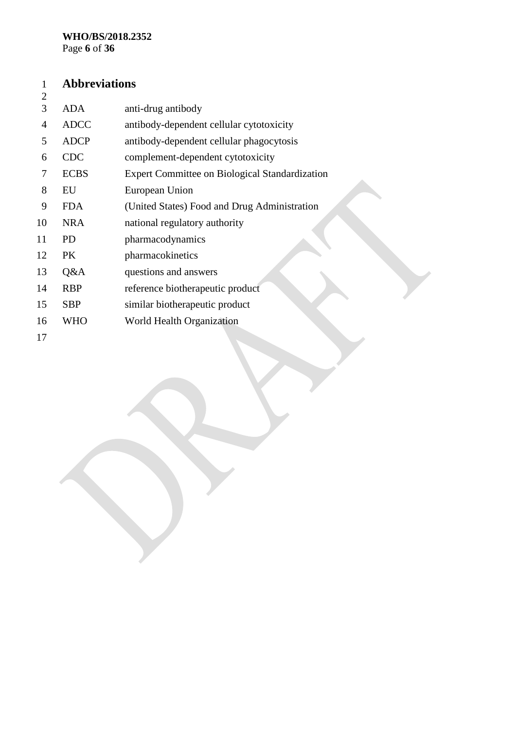# Abbreviations

| | |
|---|---|
| ADA | anti-drug antibody |
| ADCC | antibody-dependent cellular cytotoxicity |
| ADCP | antibody-dependent cellular phagocytosis |
| CDC | complement-dependent cytotoxicity |
| ECBS | Expert Committee on Biological Standardization |
| EU | European Union |
| FDA | (United States) Food and Drug Administration |
| NRA | national regulatory authority |
| PD | pharmacodynamics |
| PK | pharmacokinetics |
| Q&A | questions and answers |
| RBP | reference biotherapeutic product |
| SBP | similar biotherapeutic product |
| WHO | World Health Organization |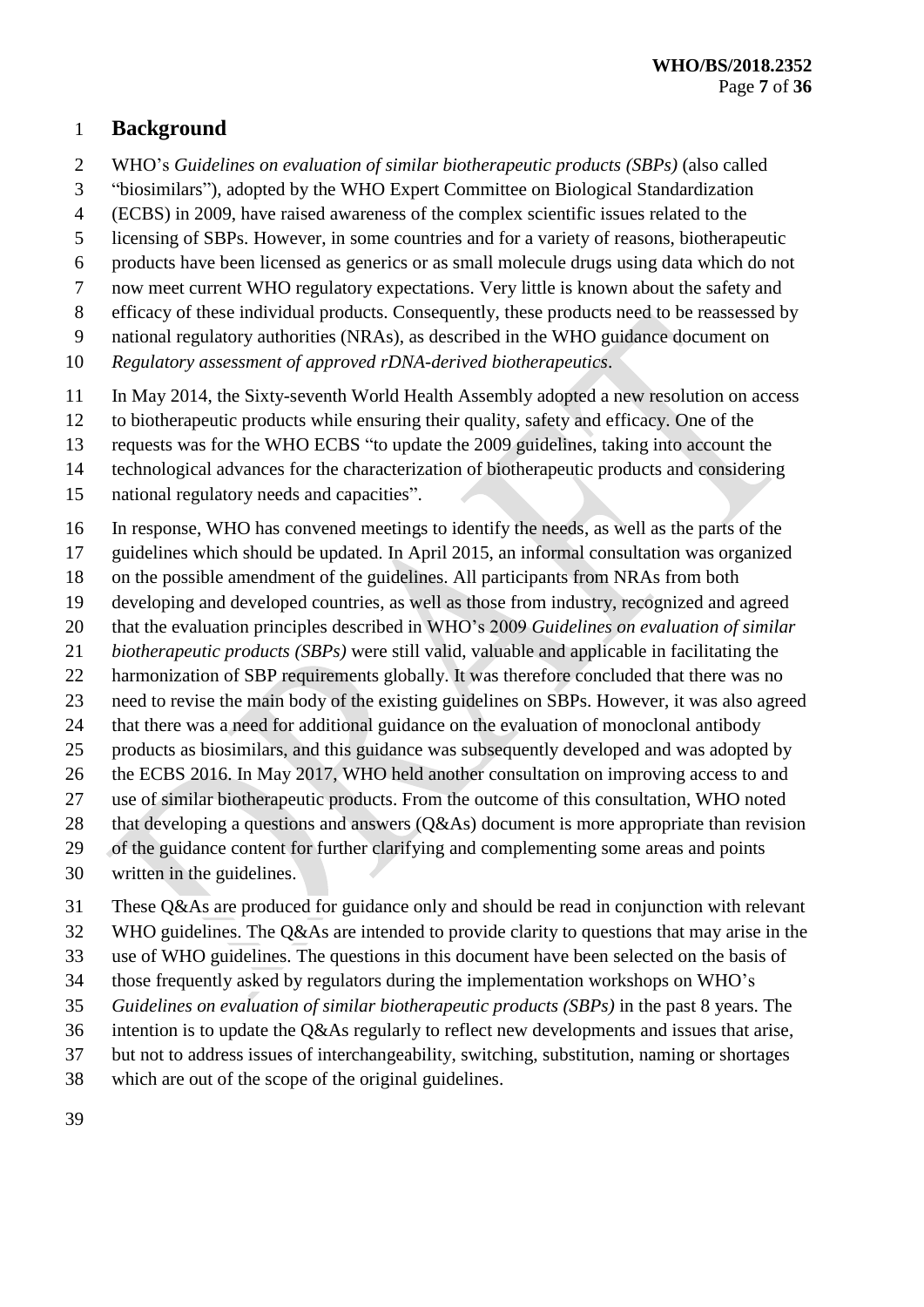# Background

WHO's *Guidelines on evaluation of similar biotherapeutic products (SBPs)* (also called "biosimilars"), adopted by the WHO Expert Committee on Biological Standardization (ECBS) in 2009, have raised awareness of the complex scientific issues related to the licensing of SBPs. However, in some countries and for a variety of reasons, biotherapeutic products have been licensed as generics or as small molecule drugs using data which do not now meet current WHO regulatory expectations. Very little is known about the safety and efficacy of these individual products. Consequently, these products need to be reassessed by national regulatory authorities (NRAs), as described in the WHO guidance document on *Regulatory assessment of approved rDNA-derived biotherapeutics*.

In May 2014, the Sixty-seventh World Health Assembly adopted a new resolution on access to biotherapeutic products while ensuring their quality, safety and efficacy. One of the requests was for the WHO ECBS "to update the 2009 guidelines, taking into account the technological advances for the characterization of biotherapeutic products and considering national regulatory needs and capacities".

In response, WHO has convened meetings to identify the needs, as well as the parts of the guidelines which should be updated. In April 2015, an informal consultation was organized on the possible amendment of the guidelines. All participants from NRAs from both developing and developed countries, as well as those from industry, recognized and agreed that the evaluation principles described in WHO's 2009 *Guidelines on evaluation of similar biotherapeutic products (SBPs)* were still valid, valuable and applicable in facilitating the harmonization of SBP requirements globally. It was therefore concluded that there was no need to revise the main body of the existing guidelines on SBPs. However, it was also agreed that there was a need for additional guidance on the evaluation of monoclonal antibody products as biosimilars, and this guidance was subsequently developed and was adopted by the ECBS 2016. In May 2017, WHO held another consultation on improving access to and use of similar biotherapeutic products. From the outcome of this consultation, WHO noted that developing a questions and answers (Q&As) document is more appropriate than revision of the guidance content for further clarifying and complementing some areas and points written in the guidelines.

These Q&As are produced for guidance only and should be read in conjunction with relevant WHO guidelines. The Q&As are intended to provide clarity to questions that may arise in the use of WHO guidelines. The questions in this document have been selected on the basis of those frequently asked by regulators during the implementation workshops on WHO's *Guidelines on evaluation of similar biotherapeutic products (SBPs)* in the past 8 years. The intention is to update the Q&As regularly to reflect new developments and issues that arise, but not to address issues of interchangeability, switching, substitution, naming or shortages which are out of the scope of the original guidelines.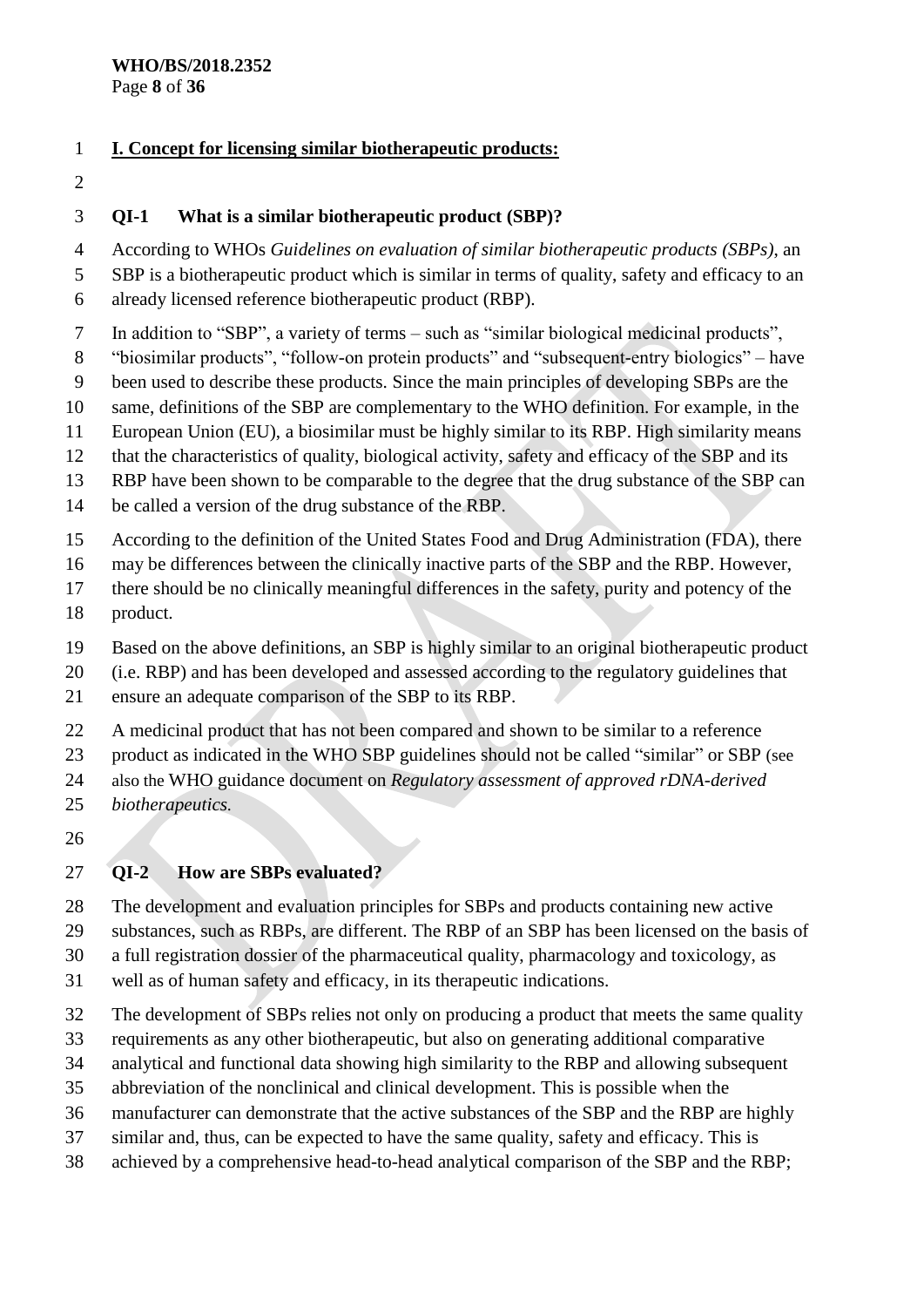## I. Concept for licensing similar biotherapeutic products:

### QI-1 What is a similar biotherapeutic product (SBP)?

According to WHOs *Guidelines on evaluation of similar biotherapeutic products (SBPs)*, an SBP is a biotherapeutic product which is similar in terms of quality, safety and efficacy to an already licensed reference biotherapeutic product (RBP).

In addition to "SBP", a variety of terms – such as "similar biological medicinal products", "biosimilar products", "follow-on protein products" and "subsequent-entry biologics" – have been used to describe these products. Since the main principles of developing SBPs are the same, definitions of the SBP are complementary to the WHO definition. For example, in the European Union (EU), a biosimilar must be highly similar to its RBP. High similarity means that the characteristics of quality, biological activity, safety and efficacy of the SBP and its RBP have been shown to be comparable to the degree that the drug substance of the SBP can be called a version of the drug substance of the RBP.

According to the definition of the United States Food and Drug Administration (FDA), there may be differences between the clinically inactive parts of the SBP and the RBP. However, there should be no clinically meaningful differences in the safety, purity and potency of the product.

Based on the above definitions, an SBP is highly similar to an original biotherapeutic product (i.e. RBP) and has been developed and assessed according to the regulatory guidelines that ensure an adequate comparison of the SBP to its RBP.

A medicinal product that has not been compared and shown to be similar to a reference product as indicated in the WHO SBP guidelines should not be called "similar" or SBP (see also the WHO guidance document on *Regulatory assessment of approved rDNA-derived biotherapeutics.*

### QI-2 How are SBPs evaluated?

The development and evaluation principles for SBPs and products containing new active substances, such as RBPs, are different. The RBP of an SBP has been licensed on the basis of a full registration dossier of the pharmaceutical quality, pharmacology and toxicology, as well as of human safety and efficacy, in its therapeutic indications.

The development of SBPs relies not only on producing a product that meets the same quality requirements as any other biotherapeutic, but also on generating additional comparative analytical and functional data showing high similarity to the RBP and allowing subsequent abbreviation of the nonclinical and clinical development. This is possible when the manufacturer can demonstrate that the active substances of the SBP and the RBP are highly similar and, thus, can be expected to have the same quality, safety and efficacy. This is achieved by a comprehensive head-to-head analytical comparison of the SBP and the RBP;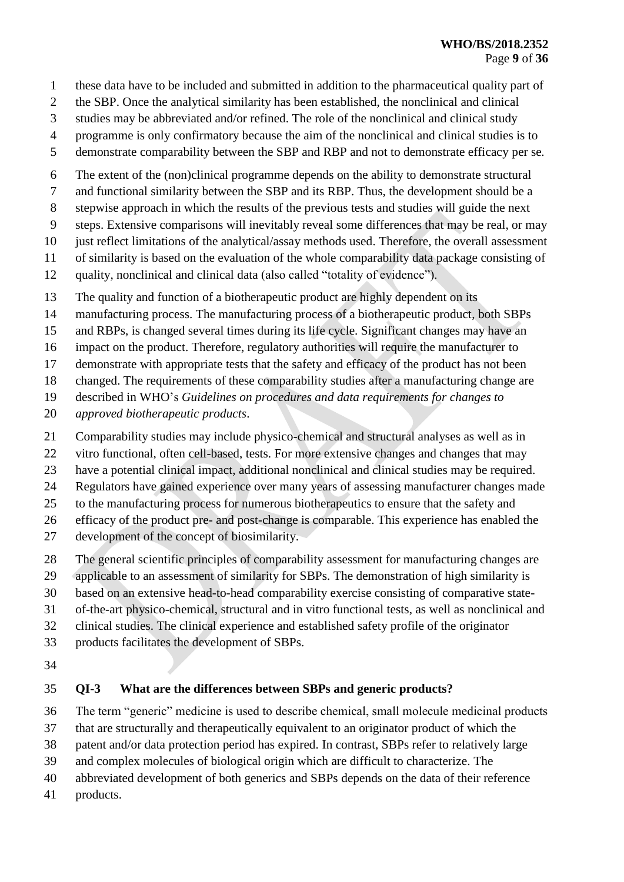these data have to be included and submitted in addition to the pharmaceutical quality part of the SBP. Once the analytical similarity has been established, the nonclinical and clinical studies may be abbreviated and/or refined. The role of the nonclinical and clinical study programme is only confirmatory because the aim of the nonclinical and clinical studies is to demonstrate comparability between the SBP and RBP and not to demonstrate efficacy per se.

The extent of the (non)clinical programme depends on the ability to demonstrate structural and functional similarity between the SBP and its RBP. Thus, the development should be a stepwise approach in which the results of the previous tests and studies will guide the next steps. Extensive comparisons will inevitably reveal some differences that may be real, or may just reflect limitations of the analytical/assay methods used. Therefore, the overall assessment of similarity is based on the evaluation of the whole comparability data package consisting of quality, nonclinical and clinical data (also called "totality of evidence").

The quality and function of a biotherapeutic product are highly dependent on its manufacturing process. The manufacturing process of a biotherapeutic product, both SBPs and RBPs, is changed several times during its life cycle. Significant changes may have an impact on the product. Therefore, regulatory authorities will require the manufacturer to demonstrate with appropriate tests that the safety and efficacy of the product has not been changed. The requirements of these comparability studies after a manufacturing change are described in WHO's *Guidelines on procedures and data requirements for changes to approved biotherapeutic products*.

Comparability studies may include physico-chemical and structural analyses as well as in vitro functional, often cell-based, tests. For more extensive changes and changes that may have a potential clinical impact, additional nonclinical and clinical studies may be required. Regulators have gained experience over many years of assessing manufacturer changes made to the manufacturing process for numerous biotherapeutics to ensure that the safety and efficacy of the product pre- and post-change is comparable. This experience has enabled the development of the concept of biosimilarity.

The general scientific principles of comparability assessment for manufacturing changes are applicable to an assessment of similarity for SBPs. The demonstration of high similarity is based on an extensive head-to-head comparability exercise consisting of comparative state-of-the-art physico-chemical, structural and in vitro functional tests, as well as nonclinical and clinical studies. The clinical experience and established safety profile of the originator products facilitates the development of SBPs.

### QI-3 What are the differences between SBPs and generic products?

The term "generic" medicine is used to describe chemical, small molecule medicinal products that are structurally and therapeutically equivalent to an originator product of which the patent and/or data protection period has expired. In contrast, SBPs refer to relatively large and complex molecules of biological origin which are difficult to characterize. The abbreviated development of both generics and SBPs depends on the data of their reference products.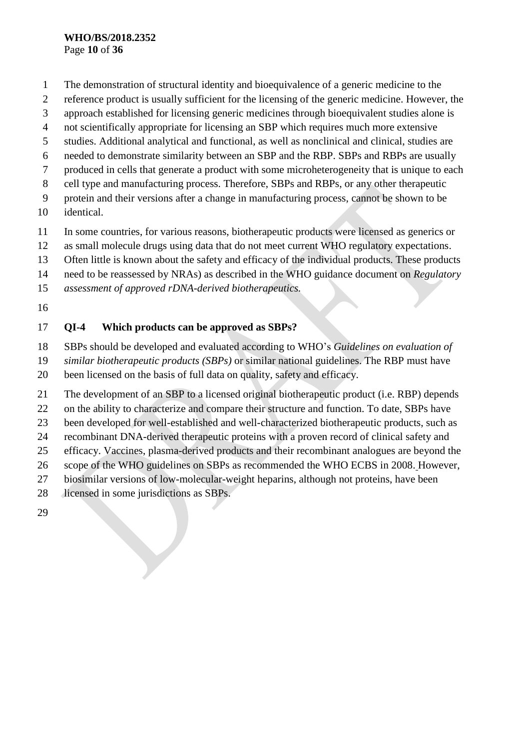The demonstration of structural identity and bioequivalence of a generic medicine to the reference product is usually sufficient for the licensing of the generic medicine. However, the approach established for licensing generic medicines through bioequivalent studies alone is not scientifically appropriate for licensing an SBP which requires much more extensive studies. Additional analytical and functional, as well as nonclinical and clinical, studies are needed to demonstrate similarity between an SBP and the RBP. SBPs and RBPs are usually produced in cells that generate a product with some microheterogeneity that is unique to each cell type and manufacturing process. Therefore, SBPs and RBPs, or any other therapeutic protein and their versions after a change in manufacturing process, cannot be shown to be identical.

In some countries, for various reasons, biotherapeutic products were licensed as generics or as small molecule drugs using data that do not meet current WHO regulatory expectations. Often little is known about the safety and efficacy of the individual products. These products need to be reassessed by NRAs) as described in the WHO guidance document on *Regulatory assessment of approved rDNA-derived biotherapeutics.*

### QI-4 Which products can be approved as SBPs?

SBPs should be developed and evaluated according to WHO's *Guidelines on evaluation of similar biotherapeutic products (SBPs)* or similar national guidelines. The RBP must have been licensed on the basis of full data on quality, safety and efficacy.

The development of an SBP to a licensed original biotherapeutic product (i.e. RBP) depends on the ability to characterize and compare their structure and function. To date, SBPs have been developed for well-established and well-characterized biotherapeutic products, such as recombinant DNA-derived therapeutic proteins with a proven record of clinical safety and efficacy. Vaccines, plasma-derived products and their recombinant analogues are beyond the scope of the WHO guidelines on SBPs as recommended the WHO ECBS in 2008. However, biosimilar versions of low-molecular-weight heparins, although not proteins, have been licensed in some jurisdictions as SBPs.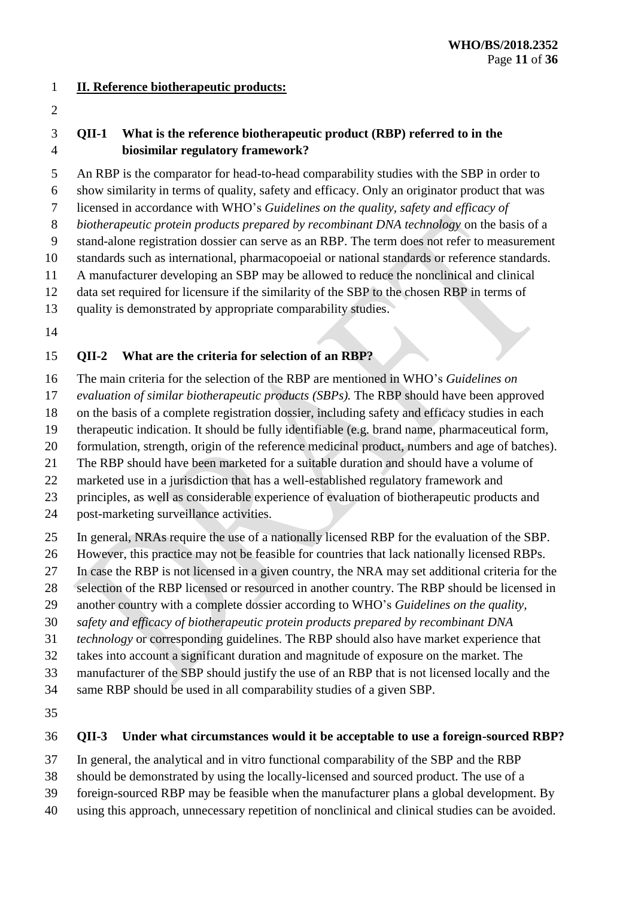## II. Reference biotherapeutic products:

### QII-1 What is the reference biotherapeutic product (RBP) referred to in the biosimilar regulatory framework?

An RBP is the comparator for head-to-head comparability studies with the SBP in order to show similarity in terms of quality, safety and efficacy. Only an originator product that was licensed in accordance with WHO's *Guidelines on the quality, safety and efficacy of biotherapeutic protein products prepared by recombinant DNA technology* on the basis of a stand-alone registration dossier can serve as an RBP. The term does not refer to measurement standards such as international, pharmacopoeial or national standards or reference standards. A manufacturer developing an SBP may be allowed to reduce the nonclinical and clinical data set required for licensure if the similarity of the SBP to the chosen RBP in terms of quality is demonstrated by appropriate comparability studies.

### QII-2 What are the criteria for selection of an RBP?

The main criteria for the selection of the RBP are mentioned in WHO's *Guidelines on evaluation of similar biotherapeutic products (SBPs).* The RBP should have been approved on the basis of a complete registration dossier, including safety and efficacy studies in each therapeutic indication. It should be fully identifiable (e.g. brand name, pharmaceutical form, formulation, strength, origin of the reference medicinal product, numbers and age of batches). The RBP should have been marketed for a suitable duration and should have a volume of marketed use in a jurisdiction that has a well-established regulatory framework and principles, as well as considerable experience of evaluation of biotherapeutic products and post-marketing surveillance activities.

In general, NRAs require the use of a nationally licensed RBP for the evaluation of the SBP. However, this practice may not be feasible for countries that lack nationally licensed RBPs. In case the RBP is not licensed in a given country, the NRA may set additional criteria for the selection of the RBP licensed or resourced in another country. The RBP should be licensed in another country with a complete dossier according to WHO's *Guidelines on the quality, safety and efficacy of biotherapeutic protein products prepared by recombinant DNA technology* or corresponding guidelines. The RBP should also have market experience that takes into account a significant duration and magnitude of exposure on the market. The manufacturer of the SBP should justify the use of an RBP that is not licensed locally and the same RBP should be used in all comparability studies of a given SBP.

### QII-3 Under what circumstances would it be acceptable to use a foreign-sourced RBP?

In general, the analytical and in vitro functional comparability of the SBP and the RBP should be demonstrated by using the locally-licensed and sourced product. The use of a foreign-sourced RBP may be feasible when the manufacturer plans a global development. By using this approach, unnecessary repetition of nonclinical and clinical studies can be avoided.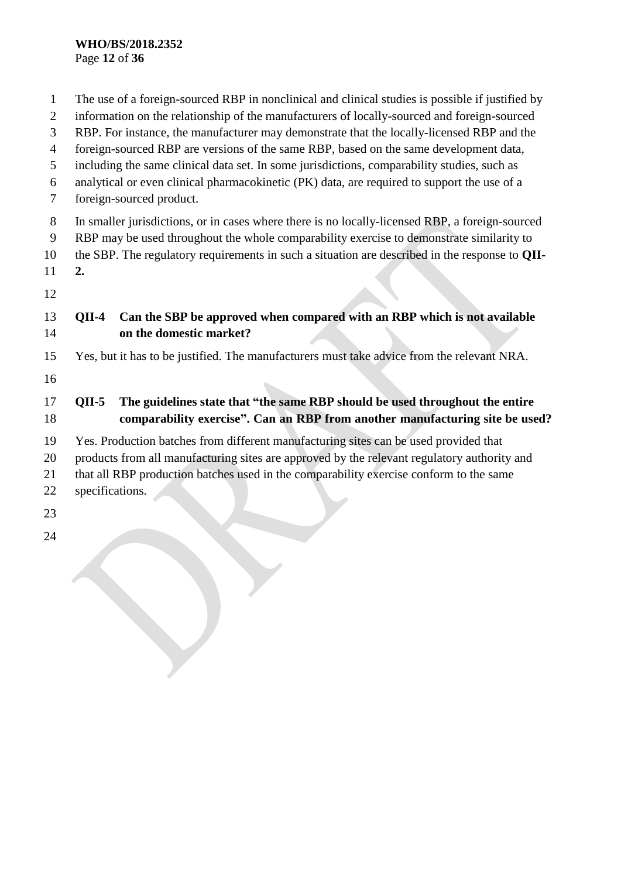The use of a foreign-sourced RBP in nonclinical and clinical studies is possible if justified by information on the relationship of the manufacturers of locally-sourced and foreign-sourced RBP. For instance, the manufacturer may demonstrate that the locally-licensed RBP and the foreign-sourced RBP are versions of the same RBP, based on the same development data, including the same clinical data set. In some jurisdictions, comparability studies, such as analytical or even clinical pharmacokinetic (PK) data, are required to support the use of a foreign-sourced product.

In smaller jurisdictions, or in cases where there is no locally-licensed RBP, a foreign-sourced RBP may be used throughout the whole comparability exercise to demonstrate similarity to the SBP. The regulatory requirements in such a situation are described in the response to **QII-2.**

**QII-4 Can the SBP be approved when compared with an RBP which is not available on the domestic market?**

Yes, but it has to be justified. The manufacturers must take advice from the relevant NRA.

**QII-5 The guidelines state that "the same RBP should be used throughout the entire comparability exercise". Can an RBP from another manufacturing site be used?**

Yes. Production batches from different manufacturing sites can be used provided that products from all manufacturing sites are approved by the relevant regulatory authority and that all RBP production batches used in the comparability exercise conform to the same specifications.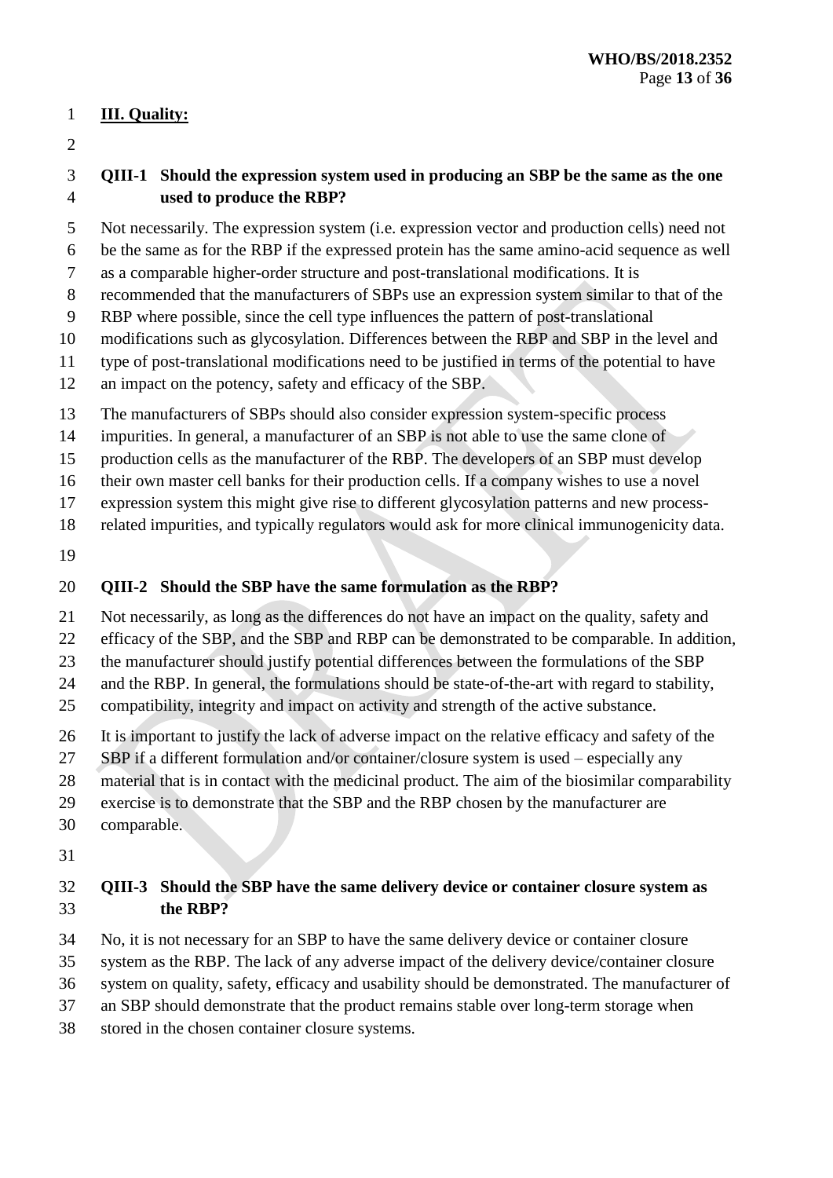## III. Quality:

### QIII-1 Should the expression system used in producing an SBP be the same as the one used to produce the RBP?

Not necessarily. The expression system (i.e. expression vector and production cells) need not be the same as for the RBP if the expressed protein has the same amino-acid sequence as well as a comparable higher-order structure and post-translational modifications. It is recommended that the manufacturers of SBPs use an expression system similar to that of the RBP where possible, since the cell type influences the pattern of post-translational modifications such as glycosylation. Differences between the RBP and SBP in the level and type of post-translational modifications need to be justified in terms of the potential to have an impact on the potency, safety and efficacy of the SBP.

The manufacturers of SBPs should also consider expression system-specific process impurities. In general, a manufacturer of an SBP is not able to use the same clone of production cells as the manufacturer of the RBP. The developers of an SBP must develop their own master cell banks for their production cells. If a company wishes to use a novel expression system this might give rise to different glycosylation patterns and new process-related impurities, and typically regulators would ask for more clinical immunogenicity data.

### QIII-2 Should the SBP have the same formulation as the RBP?

Not necessarily, as long as the differences do not have an impact on the quality, safety and efficacy of the SBP, and the SBP and RBP can be demonstrated to be comparable. In addition, the manufacturer should justify potential differences between the formulations of the SBP and the RBP. In general, the formulations should be state-of-the-art with regard to stability, compatibility, integrity and impact on activity and strength of the active substance.

It is important to justify the lack of adverse impact on the relative efficacy and safety of the SBP if a different formulation and/or container/closure system is used – especially any material that is in contact with the medicinal product. The aim of the biosimilar comparability exercise is to demonstrate that the SBP and the RBP chosen by the manufacturer are comparable.

### QIII-3 Should the SBP have the same delivery device or container closure system as the RBP?

No, it is not necessary for an SBP to have the same delivery device or container closure system as the RBP. The lack of any adverse impact of the delivery device/container closure system on quality, safety, efficacy and usability should be demonstrated. The manufacturer of an SBP should demonstrate that the product remains stable over long-term storage when stored in the chosen container closure systems.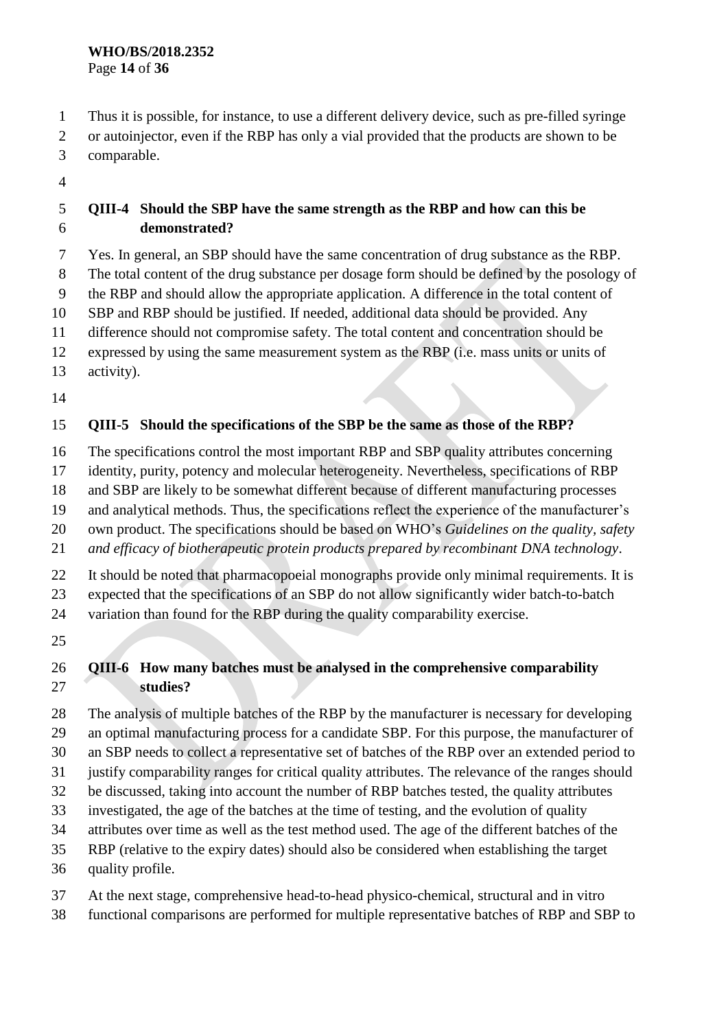Thus it is possible, for instance, to use a different delivery device, such as pre-filled syringe or autoinjector, even if the RBP has only a vial provided that the products are shown to be comparable.

**QIII-4 Should the SBP have the same strength as the RBP and how can this be demonstrated?**

Yes. In general, an SBP should have the same concentration of drug substance as the RBP. The total content of the drug substance per dosage form should be defined by the posology of the RBP and should allow the appropriate application. A difference in the total content of SBP and RBP should be justified. If needed, additional data should be provided. Any difference should not compromise safety. The total content and concentration should be expressed by using the same measurement system as the RBP (i.e. mass units or units of activity).

**QIII-5 Should the specifications of the SBP be the same as those of the RBP?**

The specifications control the most important RBP and SBP quality attributes concerning identity, purity, potency and molecular heterogeneity. Nevertheless, specifications of RBP and SBP are likely to be somewhat different because of different manufacturing processes and analytical methods. Thus, the specifications reflect the experience of the manufacturer's own product. The specifications should be based on WHO's *Guidelines on the quality, safety and efficacy of biotherapeutic protein products prepared by recombinant DNA technology*.

It should be noted that pharmacopoeial monographs provide only minimal requirements. It is expected that the specifications of an SBP do not allow significantly wider batch-to-batch variation than found for the RBP during the quality comparability exercise.

**QIII-6 How many batches must be analysed in the comprehensive comparability studies?**

The analysis of multiple batches of the RBP by the manufacturer is necessary for developing an optimal manufacturing process for a candidate SBP. For this purpose, the manufacturer of an SBP needs to collect a representative set of batches of the RBP over an extended period to justify comparability ranges for critical quality attributes. The relevance of the ranges should be discussed, taking into account the number of RBP batches tested, the quality attributes investigated, the age of the batches at the time of testing, and the evolution of quality attributes over time as well as the test method used. The age of the different batches of the RBP (relative to the expiry dates) should also be considered when establishing the target quality profile.

At the next stage, comprehensive head-to-head physico-chemical, structural and in vitro functional comparisons are performed for multiple representative batches of RBP and SBP to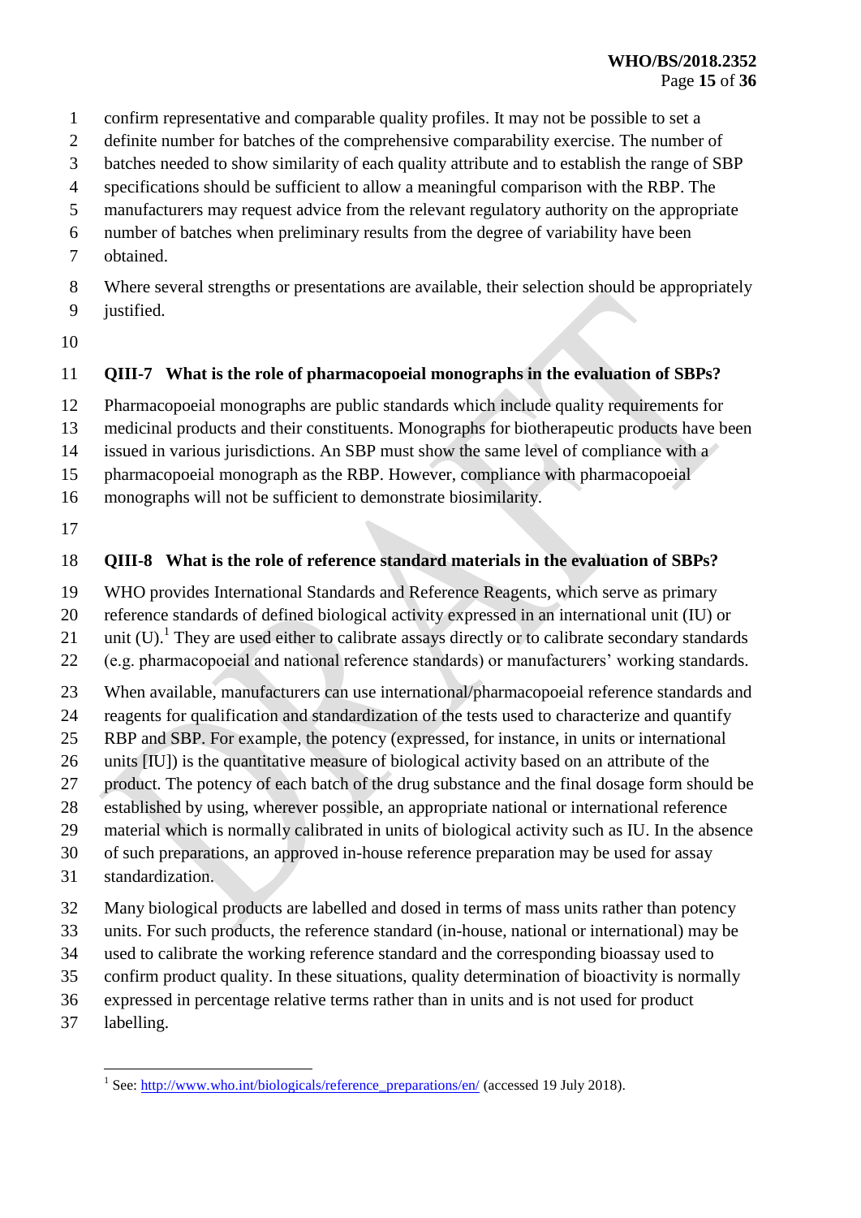confirm representative and comparable quality profiles. It may not be possible to set a definite number for batches of the comprehensive comparability exercise. The number of batches needed to show similarity of each quality attribute and to establish the range of SBP specifications should be sufficient to allow a meaningful comparison with the RBP. The manufacturers may request advice from the relevant regulatory authority on the appropriate number of batches when preliminary results from the degree of variability have been obtained.

Where several strengths or presentations are available, their selection should be appropriately justified.

### QIII-7 What is the role of pharmacopoeial monographs in the evaluation of SBPs?

Pharmacopoeial monographs are public standards which include quality requirements for medicinal products and their constituents. Monographs for biotherapeutic products have been issued in various jurisdictions. An SBP must show the same level of compliance with a pharmacopoeial monograph as the RBP. However, compliance with pharmacopoeial monographs will not be sufficient to demonstrate biosimilarity.

### QIII-8 What is the role of reference standard materials in the evaluation of SBPs?

WHO provides International Standards and Reference Reagents, which serve as primary reference standards of defined biological activity expressed in an international unit (IU) or unit (U).[1] They are used either to calibrate assays directly or to calibrate secondary standards (e.g. pharmacopoeial and national reference standards) or manufacturers' working standards.

When available, manufacturers can use international/pharmacopoeial reference standards and reagents for qualification and standardization of the tests used to characterize and quantify RBP and SBP. For example, the potency (expressed, for instance, in units or international units [IU]) is the quantitative measure of biological activity based on an attribute of the product. The potency of each batch of the drug substance and the final dosage form should be established by using, wherever possible, an appropriate national or international reference material which is normally calibrated in units of biological activity such as IU. In the absence of such preparations, an approved in-house reference preparation may be used for assay standardization.

Many biological products are labelled and dosed in terms of mass units rather than potency units. For such products, the reference standard (in-house, national or international) may be used to calibrate the working reference standard and the corresponding bioassay used to confirm product quality. In these situations, quality determination of bioactivity is normally expressed in percentage relative terms rather than in units and is not used for product labelling.

---

[1] See: http://www.who.int/biologicals/reference_preparations/en/ (accessed 19 July 2018).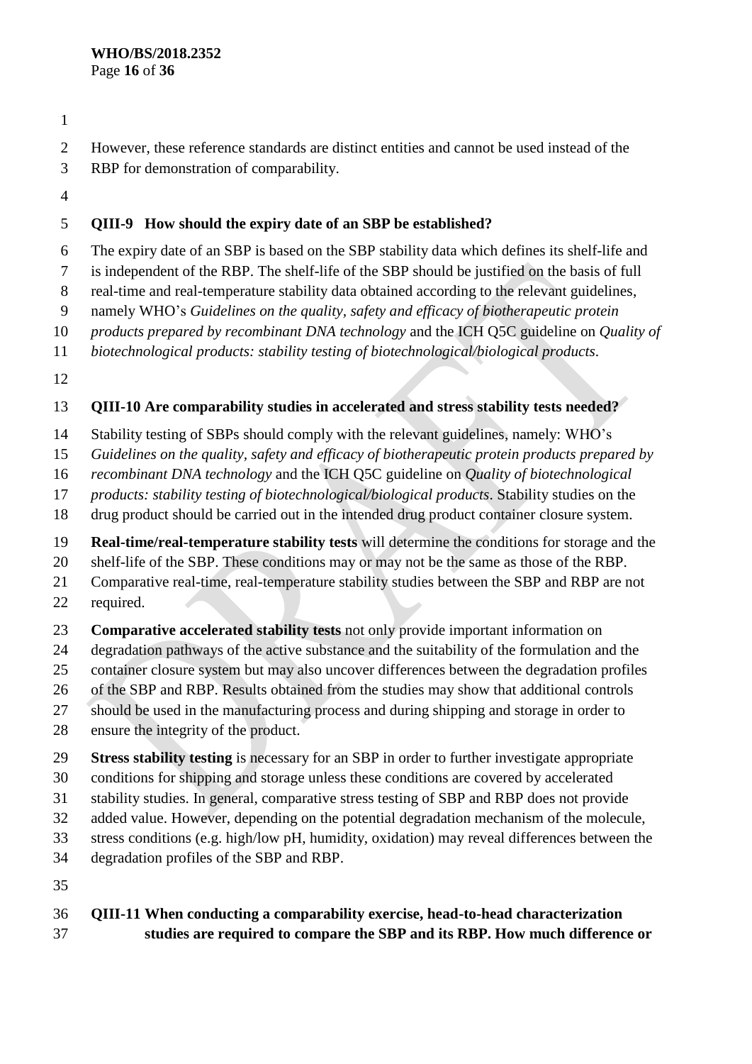However, these reference standards are distinct entities and cannot be used instead of the RBP for demonstration of comparability.

**QIII-9 How should the expiry date of an SBP be established?**

The expiry date of an SBP is based on the SBP stability data which defines its shelf-life and is independent of the RBP. The shelf-life of the SBP should be justified on the basis of full real-time and real-temperature stability data obtained according to the relevant guidelines, namely WHO's *Guidelines on the quality, safety and efficacy of biotherapeutic protein products prepared by recombinant DNA technology* and the ICH Q5C guideline on *Quality of biotechnological products: stability testing of biotechnological/biological products*.

**QIII-10 Are comparability studies in accelerated and stress stability tests needed?**

Stability testing of SBPs should comply with the relevant guidelines, namely: WHO's *Guidelines on the quality, safety and efficacy of biotherapeutic protein products prepared by recombinant DNA technology* and the ICH Q5C guideline on *Quality of biotechnological products: stability testing of biotechnological/biological products*. Stability studies on the drug product should be carried out in the intended drug product container closure system.

**Real-time/real-temperature stability tests** will determine the conditions for storage and the shelf-life of the SBP. These conditions may or may not be the same as those of the RBP. Comparative real-time, real-temperature stability studies between the SBP and RBP are not required.

**Comparative accelerated stability tests** not only provide important information on degradation pathways of the active substance and the suitability of the formulation and the container closure system but may also uncover differences between the degradation profiles of the SBP and RBP. Results obtained from the studies may show that additional controls should be used in the manufacturing process and during shipping and storage in order to ensure the integrity of the product.

**Stress stability testing** is necessary for an SBP in order to further investigate appropriate conditions for shipping and storage unless these conditions are covered by accelerated stability studies. In general, comparative stress testing of SBP and RBP does not provide added value. However, depending on the potential degradation mechanism of the molecule, stress conditions (e.g. high/low pH, humidity, oxidation) may reveal differences between the degradation profiles of the SBP and RBP.

**QIII-11 When conducting a comparability exercise, head-to-head characterization studies are required to compare the SBP and its RBP. How much difference or**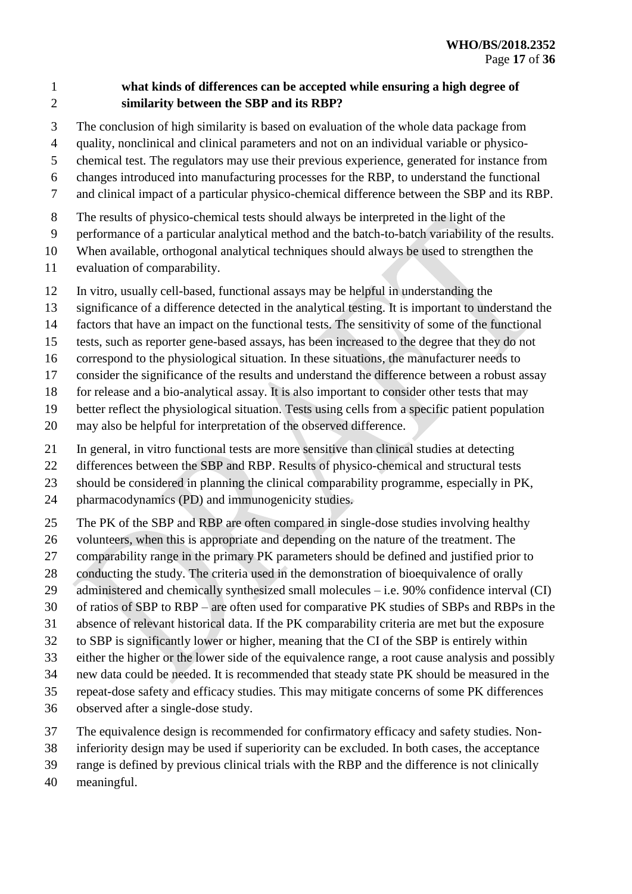**what kinds of differences can be accepted while ensuring a high degree of similarity between the SBP and its RBP?**

The conclusion of high similarity is based on evaluation of the whole data package from quality, nonclinical and clinical parameters and not on an individual variable or physico-chemical test. The regulators may use their previous experience, generated for instance from changes introduced into manufacturing processes for the RBP, to understand the functional and clinical impact of a particular physico-chemical difference between the SBP and its RBP.

The results of physico-chemical tests should always be interpreted in the light of the performance of a particular analytical method and the batch-to-batch variability of the results. When available, orthogonal analytical techniques should always be used to strengthen the evaluation of comparability.

In vitro, usually cell-based, functional assays may be helpful in understanding the significance of a difference detected in the analytical testing. It is important to understand the factors that have an impact on the functional tests. The sensitivity of some of the functional tests, such as reporter gene-based assays, has been increased to the degree that they do not correspond to the physiological situation. In these situations, the manufacturer needs to consider the significance of the results and understand the difference between a robust assay for release and a bio-analytical assay. It is also important to consider other tests that may better reflect the physiological situation. Tests using cells from a specific patient population may also be helpful for interpretation of the observed difference.

In general, in vitro functional tests are more sensitive than clinical studies at detecting differences between the SBP and RBP. Results of physico-chemical and structural tests should be considered in planning the clinical comparability programme, especially in PK, pharmacodynamics (PD) and immunogenicity studies.

The PK of the SBP and RBP are often compared in single-dose studies involving healthy volunteers, when this is appropriate and depending on the nature of the treatment. The comparability range in the primary PK parameters should be defined and justified prior to conducting the study. The criteria used in the demonstration of bioequivalence of orally administered and chemically synthesized small molecules – i.e. 90% confidence interval (CI) of ratios of SBP to RBP – are often used for comparative PK studies of SBPs and RBPs in the absence of relevant historical data. If the PK comparability criteria are met but the exposure to SBP is significantly lower or higher, meaning that the CI of the SBP is entirely within either the higher or the lower side of the equivalence range, a root cause analysis and possibly new data could be needed. It is recommended that steady state PK should be measured in the repeat-dose safety and efficacy studies. This may mitigate concerns of some PK differences observed after a single-dose study.

The equivalence design is recommended for confirmatory efficacy and safety studies. Non-inferiority design may be used if superiority can be excluded. In both cases, the acceptance range is defined by previous clinical trials with the RBP and the difference is not clinically meaningful.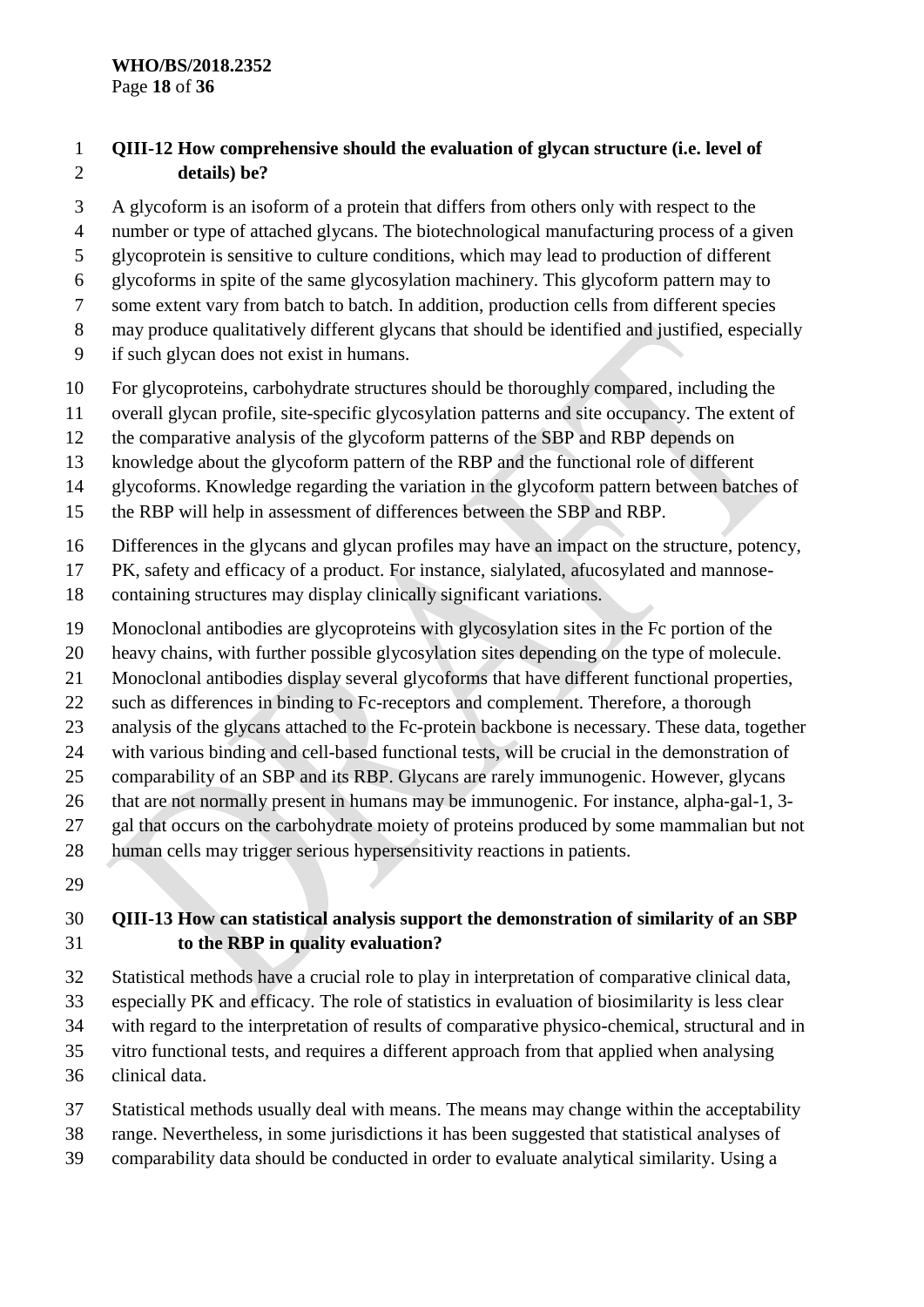**QIII-12 How comprehensive should the evaluation of glycan structure (i.e. level of details) be?**

A glycoform is an isoform of a protein that differs from others only with respect to the number or type of attached glycans. The biotechnological manufacturing process of a given glycoprotein is sensitive to culture conditions, which may lead to production of different glycoforms in spite of the same glycosylation machinery. This glycoform pattern may to some extent vary from batch to batch. In addition, production cells from different species may produce qualitatively different glycans that should be identified and justified, especially if such glycan does not exist in humans.

For glycoproteins, carbohydrate structures should be thoroughly compared, including the overall glycan profile, site-specific glycosylation patterns and site occupancy. The extent of the comparative analysis of the glycoform patterns of the SBP and RBP depends on knowledge about the glycoform pattern of the RBP and the functional role of different glycoforms. Knowledge regarding the variation in the glycoform pattern between batches of the RBP will help in assessment of differences between the SBP and RBP.

Differences in the glycans and glycan profiles may have an impact on the structure, potency, PK, safety and efficacy of a product. For instance, sialylated, afucosylated and mannose-containing structures may display clinically significant variations.

Monoclonal antibodies are glycoproteins with glycosylation sites in the Fc portion of the heavy chains, with further possible glycosylation sites depending on the type of molecule. Monoclonal antibodies display several glycoforms that have different functional properties, such as differences in binding to Fc-receptors and complement. Therefore, a thorough analysis of the glycans attached to the Fc-protein backbone is necessary. These data, together with various binding and cell-based functional tests, will be crucial in the demonstration of comparability of an SBP and its RBP. Glycans are rarely immunogenic. However, glycans that are not normally present in humans may be immunogenic. For instance, alpha-gal-1, 3-gal that occurs on the carbohydrate moiety of proteins produced by some mammalian but not human cells may trigger serious hypersensitivity reactions in patients.

**QIII-13 How can statistical analysis support the demonstration of similarity of an SBP to the RBP in quality evaluation?**

Statistical methods have a crucial role to play in interpretation of comparative clinical data, especially PK and efficacy. The role of statistics in evaluation of biosimilarity is less clear with regard to the interpretation of results of comparative physico-chemical, structural and in vitro functional tests, and requires a different approach from that applied when analysing clinical data.

Statistical methods usually deal with means. The means may change within the acceptability range. Nevertheless, in some jurisdictions it has been suggested that statistical analyses of comparability data should be conducted in order to evaluate analytical similarity. Using a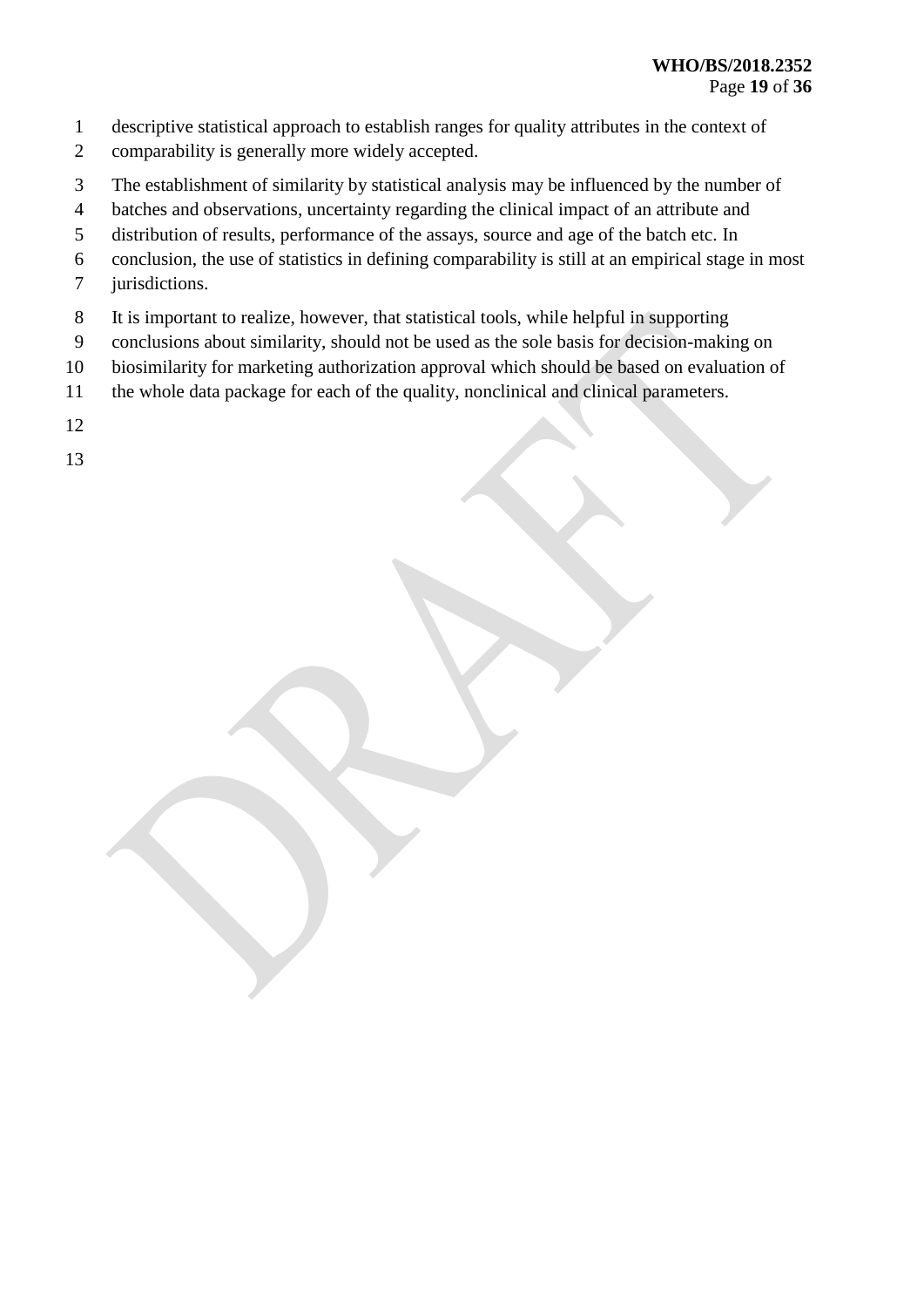descriptive statistical approach to establish ranges for quality attributes in the context of comparability is generally more widely accepted.

The establishment of similarity by statistical analysis may be influenced by the number of batches and observations, uncertainty regarding the clinical impact of an attribute and distribution of results, performance of the assays, source and age of the batch etc. In conclusion, the use of statistics in defining comparability is still at an empirical stage in most jurisdictions.

It is important to realize, however, that statistical tools, while helpful in supporting conclusions about similarity, should not be used as the sole basis for decision-making on biosimilarity for marketing authorization approval which should be based on evaluation of the whole data package for each of the quality, nonclinical and clinical parameters.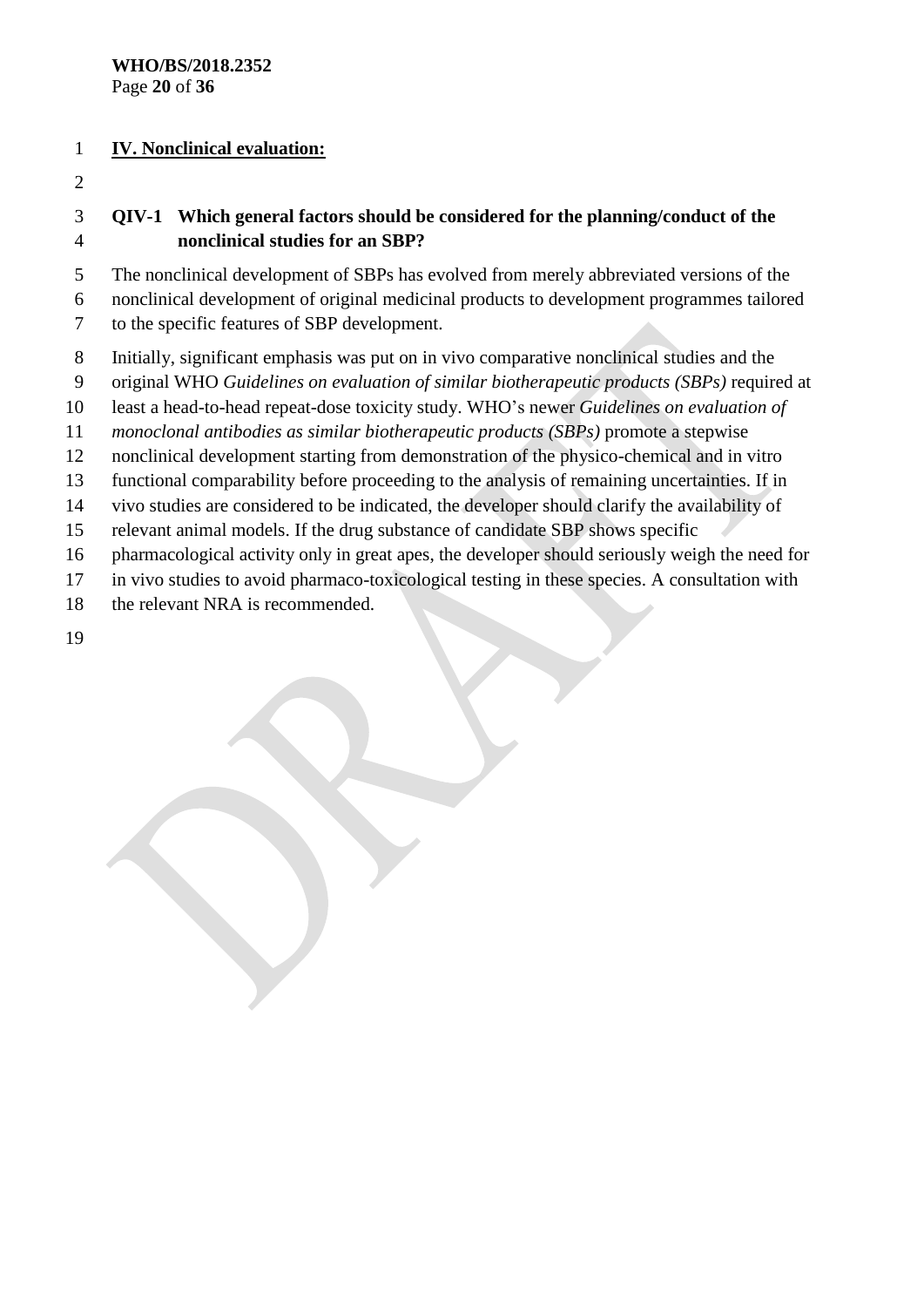## IV. Nonclinical evaluation:

### QIV-1 Which general factors should be considered for the planning/conduct of the nonclinical studies for an SBP?

The nonclinical development of SBPs has evolved from merely abbreviated versions of the nonclinical development of original medicinal products to development programmes tailored to the specific features of SBP development.

Initially, significant emphasis was put on in vivo comparative nonclinical studies and the original WHO *Guidelines on evaluation of similar biotherapeutic products (SBPs)* required at least a head-to-head repeat-dose toxicity study. WHO's newer *Guidelines on evaluation of monoclonal antibodies as similar biotherapeutic products (SBPs)* promote a stepwise nonclinical development starting from demonstration of the physico-chemical and in vitro functional comparability before proceeding to the analysis of remaining uncertainties. If in vivo studies are considered to be indicated, the developer should clarify the availability of relevant animal models. If the drug substance of candidate SBP shows specific pharmacological activity only in great apes, the developer should seriously weigh the need for in vivo studies to avoid pharmaco-toxicological testing in these species. A consultation with the relevant NRA is recommended.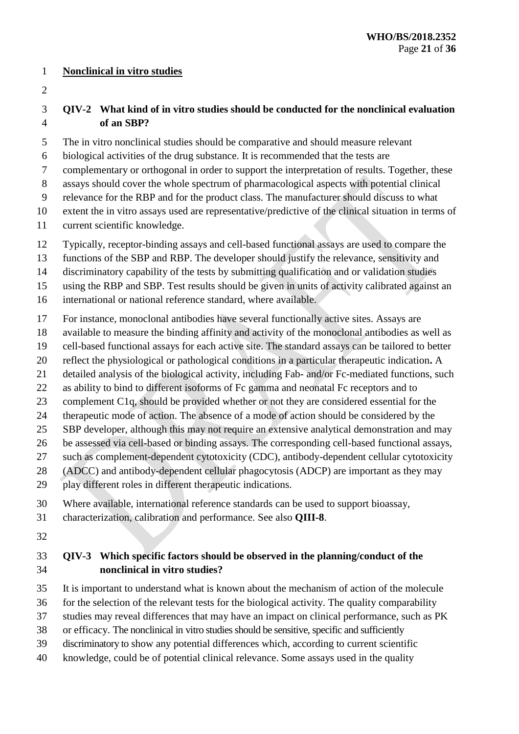**Nonclinical in vitro studies**

**QIV-2 What kind of in vitro studies should be conducted for the nonclinical evaluation of an SBP?**

The in vitro nonclinical studies should be comparative and should measure relevant biological activities of the drug substance. It is recommended that the tests are complementary or orthogonal in order to support the interpretation of results. Together, these assays should cover the whole spectrum of pharmacological aspects with potential clinical relevance for the RBP and for the product class. The manufacturer should discuss to what extent the in vitro assays used are representative/predictive of the clinical situation in terms of current scientific knowledge.

Typically, receptor-binding assays and cell-based functional assays are used to compare the functions of the SBP and RBP. The developer should justify the relevance, sensitivity and discriminatory capability of the tests by submitting qualification and or validation studies using the RBP and SBP. Test results should be given in units of activity calibrated against an international or national reference standard, where available.

For instance, monoclonal antibodies have several functionally active sites. Assays are available to measure the binding affinity and activity of the monoclonal antibodies as well as cell-based functional assays for each active site. The standard assays can be tailored to better reflect the physiological or pathological conditions in a particular therapeutic indication**.** A detailed analysis of the biological activity, including Fab- and/or Fc-mediated functions, such as ability to bind to different isoforms of Fc gamma and neonatal Fc receptors and to complement C1q, should be provided whether or not they are considered essential for the therapeutic mode of action. The absence of a mode of action should be considered by the SBP developer, although this may not require an extensive analytical demonstration and may be assessed via cell-based or binding assays. The corresponding cell-based functional assays, such as complement-dependent cytotoxicity (CDC), antibody-dependent cellular cytotoxicity (ADCC) and antibody-dependent cellular phagocytosis (ADCP) are important as they may play different roles in different therapeutic indications.

Where available, international reference standards can be used to support bioassay, characterization, calibration and performance. See also **QIII-8**.

**QIV-3 Which specific factors should be observed in the planning/conduct of the nonclinical in vitro studies?**

It is important to understand what is known about the mechanism of action of the molecule for the selection of the relevant tests for the biological activity. The quality comparability studies may reveal differences that may have an impact on clinical performance, such as PK or efficacy. The nonclinical in vitro studies should be sensitive, specific and sufficiently discriminatory to show any potential differences which, according to current scientific knowledge, could be of potential clinical relevance. Some assays used in the quality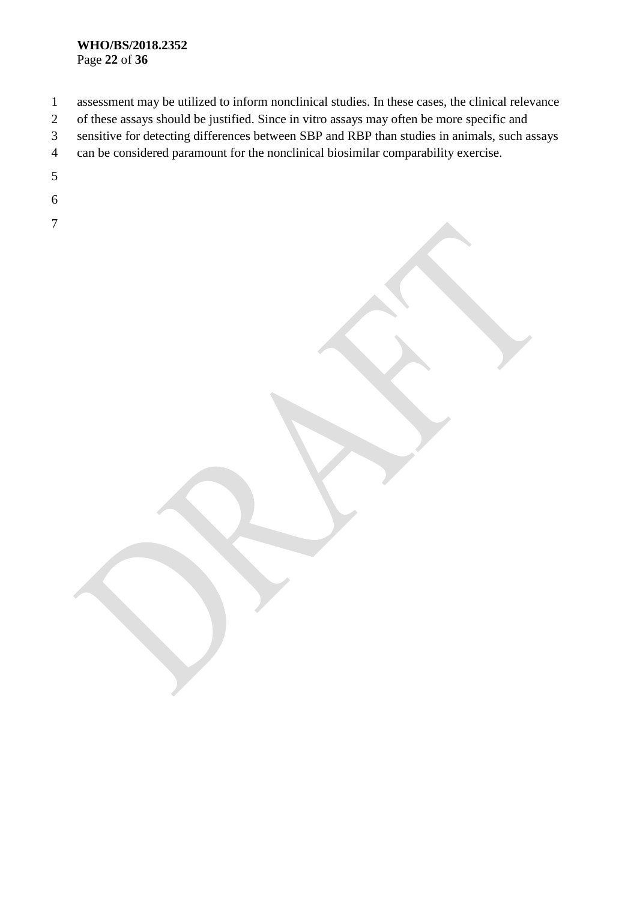assessment may be utilized to inform nonclinical studies. In these cases, the clinical relevance of these assays should be justified. Since in vitro assays may often be more specific and sensitive for detecting differences between SBP and RBP than studies in animals, such assays can be considered paramount for the nonclinical biosimilar comparability exercise.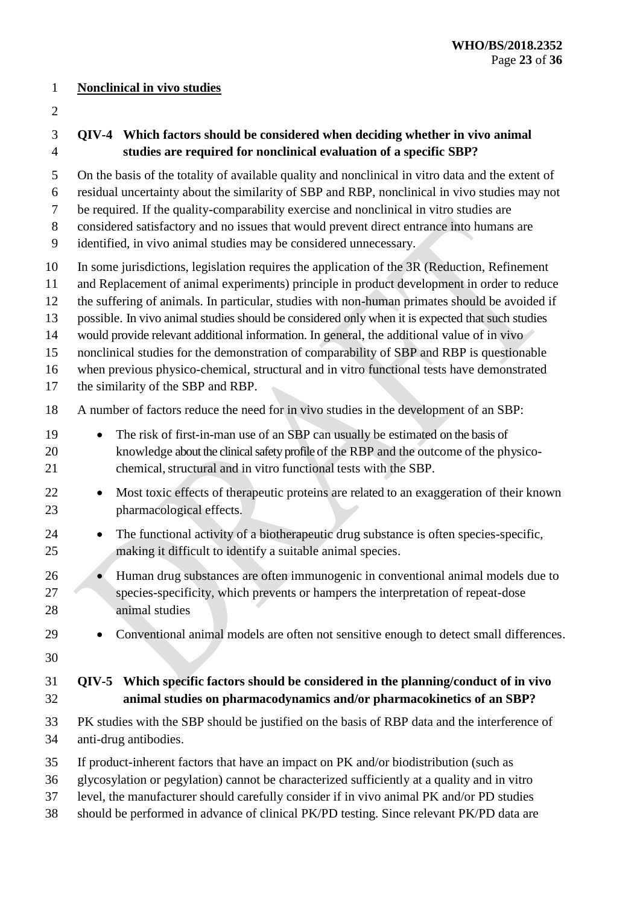**Nonclinical in vivo studies**

**QIV-4 Which factors should be considered when deciding whether in vivo animal studies are required for nonclinical evaluation of a specific SBP?**

On the basis of the totality of available quality and nonclinical in vitro data and the extent of residual uncertainty about the similarity of SBP and RBP, nonclinical in vivo studies may not be required. If the quality-comparability exercise and nonclinical in vitro studies are considered satisfactory and no issues that would prevent direct entrance into humans are identified, in vivo animal studies may be considered unnecessary.

In some jurisdictions, legislation requires the application of the 3R (Reduction, Refinement and Replacement of animal experiments) principle in product development in order to reduce the suffering of animals. In particular, studies with non-human primates should be avoided if possible. In vivo animal studies should be considered only when it is expected that such studies would provide relevant additional information. In general, the additional value of in vivo nonclinical studies for the demonstration of comparability of SBP and RBP is questionable when previous physico-chemical, structural and in vitro functional tests have demonstrated the similarity of the SBP and RBP.

A number of factors reduce the need for in vivo studies in the development of an SBP:

- The risk of first-in-man use of an SBP can usually be estimated on the basis of knowledge about the clinical safety profile of the RBP and the outcome of the physico-chemical, structural and in vitro functional tests with the SBP.
- Most toxic effects of therapeutic proteins are related to an exaggeration of their known pharmacological effects.
- The functional activity of a biotherapeutic drug substance is often species-specific, making it difficult to identify a suitable animal species.
- Human drug substances are often immunogenic in conventional animal models due to species-specificity, which prevents or hampers the interpretation of repeat-dose animal studies
- Conventional animal models are often not sensitive enough to detect small differences.

**QIV-5 Which specific factors should be considered in the planning/conduct of in vivo animal studies on pharmacodynamics and/or pharmacokinetics of an SBP?**

PK studies with the SBP should be justified on the basis of RBP data and the interference of anti-drug antibodies.

If product-inherent factors that have an impact on PK and/or biodistribution (such as glycosylation or pegylation) cannot be characterized sufficiently at a quality and in vitro level, the manufacturer should carefully consider if in vivo animal PK and/or PD studies should be performed in advance of clinical PK/PD testing. Since relevant PK/PD data are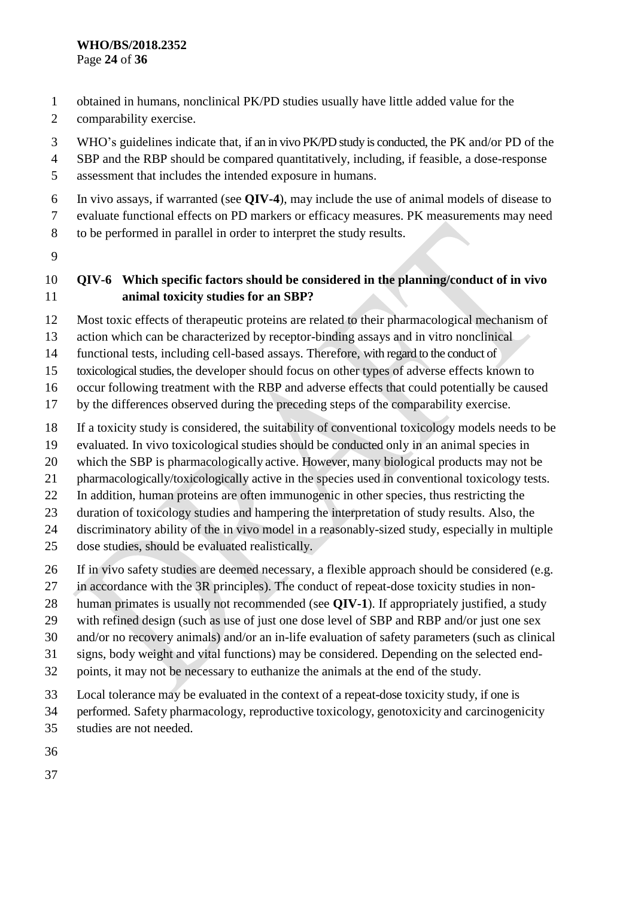obtained in humans, nonclinical PK/PD studies usually have little added value for the comparability exercise.

WHO's guidelines indicate that, if an in vivo PK/PD study is conducted, the PK and/or PD of the SBP and the RBP should be compared quantitatively, including, if feasible, a dose-response assessment that includes the intended exposure in humans.

In vivo assays, if warranted (see **QIV-4**), may include the use of animal models of disease to evaluate functional effects on PD markers or efficacy measures. PK measurements may need to be performed in parallel in order to interpret the study results.

### QIV-6 Which specific factors should be considered in the planning/conduct of in vivo animal toxicity studies for an SBP?

Most toxic effects of therapeutic proteins are related to their pharmacological mechanism of action which can be characterized by receptor-binding assays and in vitro nonclinical functional tests, including cell-based assays. Therefore, with regard to the conduct of toxicological studies, the developer should focus on other types of adverse effects known to occur following treatment with the RBP and adverse effects that could potentially be caused by the differences observed during the preceding steps of the comparability exercise.

If a toxicity study is considered, the suitability of conventional toxicology models needs to be evaluated. In vivo toxicological studies should be conducted only in an animal species in which the SBP is pharmacologically active. However, many biological products may not be pharmacologically/toxicologically active in the species used in conventional toxicology tests. In addition, human proteins are often immunogenic in other species, thus restricting the duration of toxicology studies and hampering the interpretation of study results. Also, the discriminatory ability of the in vivo model in a reasonably-sized study, especially in multiple dose studies, should be evaluated realistically.

If in vivo safety studies are deemed necessary, a flexible approach should be considered (e.g. in accordance with the 3R principles). The conduct of repeat-dose toxicity studies in non-human primates is usually not recommended (see **QIV-1**). If appropriately justified, a study with refined design (such as use of just one dose level of SBP and RBP and/or just one sex and/or no recovery animals) and/or an in-life evaluation of safety parameters (such as clinical signs, body weight and vital functions) may be considered. Depending on the selected end-points, it may not be necessary to euthanize the animals at the end of the study.

Local tolerance may be evaluated in the context of a repeat-dose toxicity study, if one is performed. Safety pharmacology, reproductive toxicology, genotoxicity and carcinogenicity studies are not needed.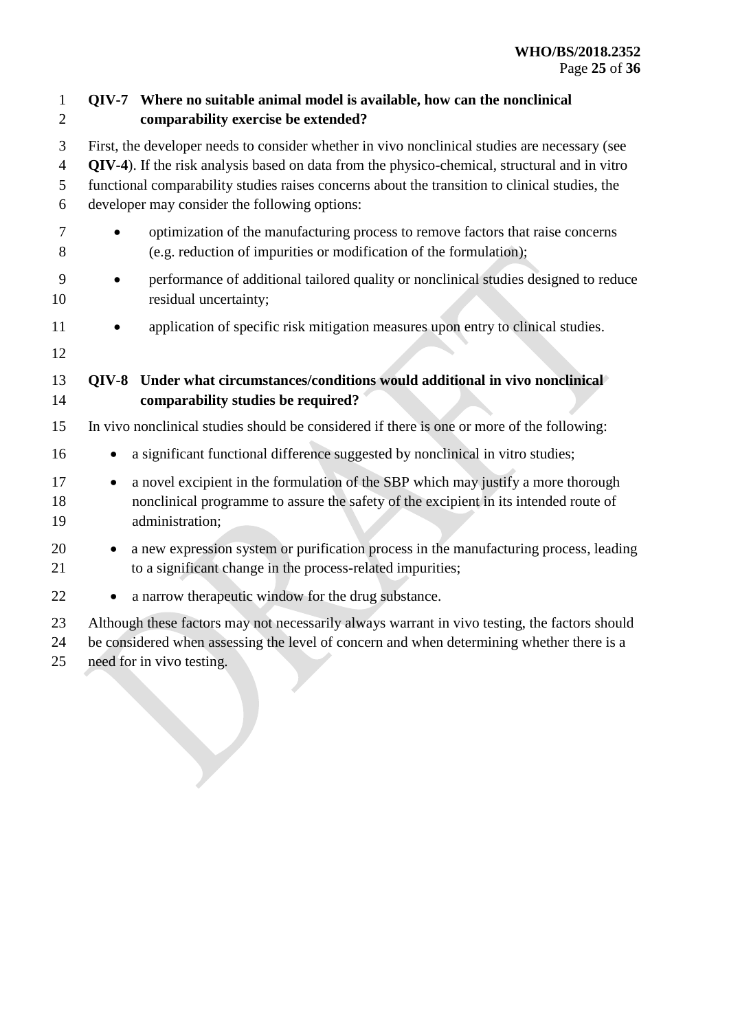### QIV-7 Where no suitable animal model is available, how can the nonclinical comparability exercise be extended?

First, the developer needs to consider whether in vivo nonclinical studies are necessary (see **QIV-4**). If the risk analysis based on data from the physico-chemical, structural and in vitro functional comparability studies raises concerns about the transition to clinical studies, the developer may consider the following options:

- optimization of the manufacturing process to remove factors that raise concerns (e.g. reduction of impurities or modification of the formulation);
- performance of additional tailored quality or nonclinical studies designed to reduce residual uncertainty;
- application of specific risk mitigation measures upon entry to clinical studies.

### QIV-8 Under what circumstances/conditions would additional in vivo nonclinical comparability studies be required?

In vivo nonclinical studies should be considered if there is one or more of the following:

- a significant functional difference suggested by nonclinical in vitro studies;
- a novel excipient in the formulation of the SBP which may justify a more thorough nonclinical programme to assure the safety of the excipient in its intended route of administration;
- a new expression system or purification process in the manufacturing process, leading to a significant change in the process-related impurities;
- a narrow therapeutic window for the drug substance.

Although these factors may not necessarily always warrant in vivo testing, the factors should be considered when assessing the level of concern and when determining whether there is a need for in vivo testing.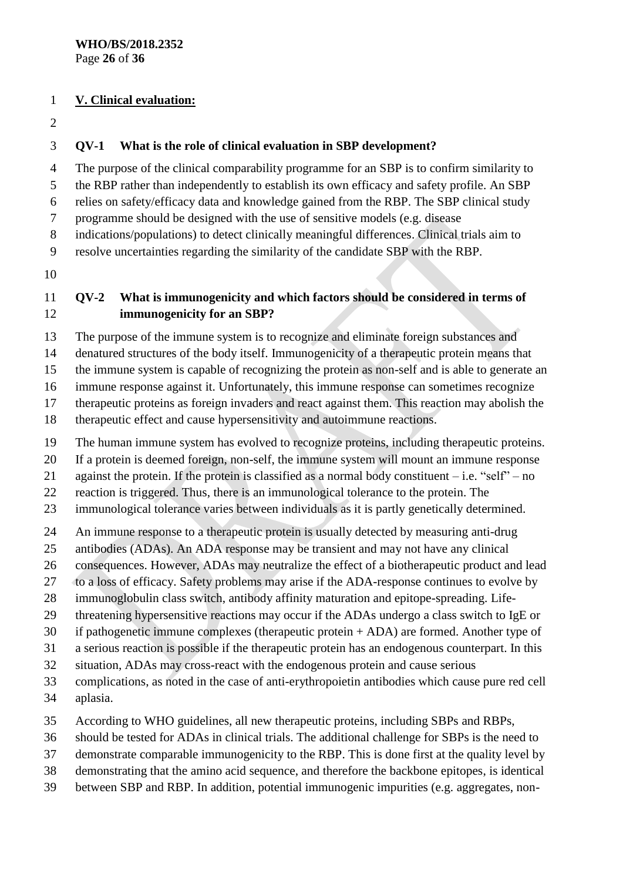## V. Clinical evaluation:

### QV-1 What is the role of clinical evaluation in SBP development?

The purpose of the clinical comparability programme for an SBP is to confirm similarity to the RBP rather than independently to establish its own efficacy and safety profile. An SBP relies on safety/efficacy data and knowledge gained from the RBP. The SBP clinical study programme should be designed with the use of sensitive models (e.g. disease indications/populations) to detect clinically meaningful differences. Clinical trials aim to resolve uncertainties regarding the similarity of the candidate SBP with the RBP.

### QV-2 What is immunogenicity and which factors should be considered in terms of immunogenicity for an SBP?

The purpose of the immune system is to recognize and eliminate foreign substances and denatured structures of the body itself. Immunogenicity of a therapeutic protein means that the immune system is capable of recognizing the protein as non-self and is able to generate an immune response against it. Unfortunately, this immune response can sometimes recognize therapeutic proteins as foreign invaders and react against them. This reaction may abolish the therapeutic effect and cause hypersensitivity and autoimmune reactions.

The human immune system has evolved to recognize proteins, including therapeutic proteins. If a protein is deemed foreign, non-self, the immune system will mount an immune response against the protein. If the protein is classified as a normal body constituent – i.e. "self" – no reaction is triggered. Thus, there is an immunological tolerance to the protein. The immunological tolerance varies between individuals as it is partly genetically determined.

An immune response to a therapeutic protein is usually detected by measuring anti-drug antibodies (ADAs). An ADA response may be transient and may not have any clinical consequences. However, ADAs may neutralize the effect of a biotherapeutic product and lead to a loss of efficacy. Safety problems may arise if the ADA-response continues to evolve by immunoglobulin class switch, antibody affinity maturation and epitope-spreading. Life-threatening hypersensitive reactions may occur if the ADAs undergo a class switch to IgE or if pathogenetic immune complexes (therapeutic protein + ADA) are formed. Another type of a serious reaction is possible if the therapeutic protein has an endogenous counterpart. In this situation, ADAs may cross-react with the endogenous protein and cause serious complications, as noted in the case of anti-erythropoietin antibodies which cause pure red cell aplasia.

According to WHO guidelines, all new therapeutic proteins, including SBPs and RBPs, should be tested for ADAs in clinical trials. The additional challenge for SBPs is the need to demonstrate comparable immunogenicity to the RBP. This is done first at the quality level by demonstrating that the amino acid sequence, and therefore the backbone epitopes, is identical between SBP and RBP. In addition, potential immunogenic impurities (e.g. aggregates, non-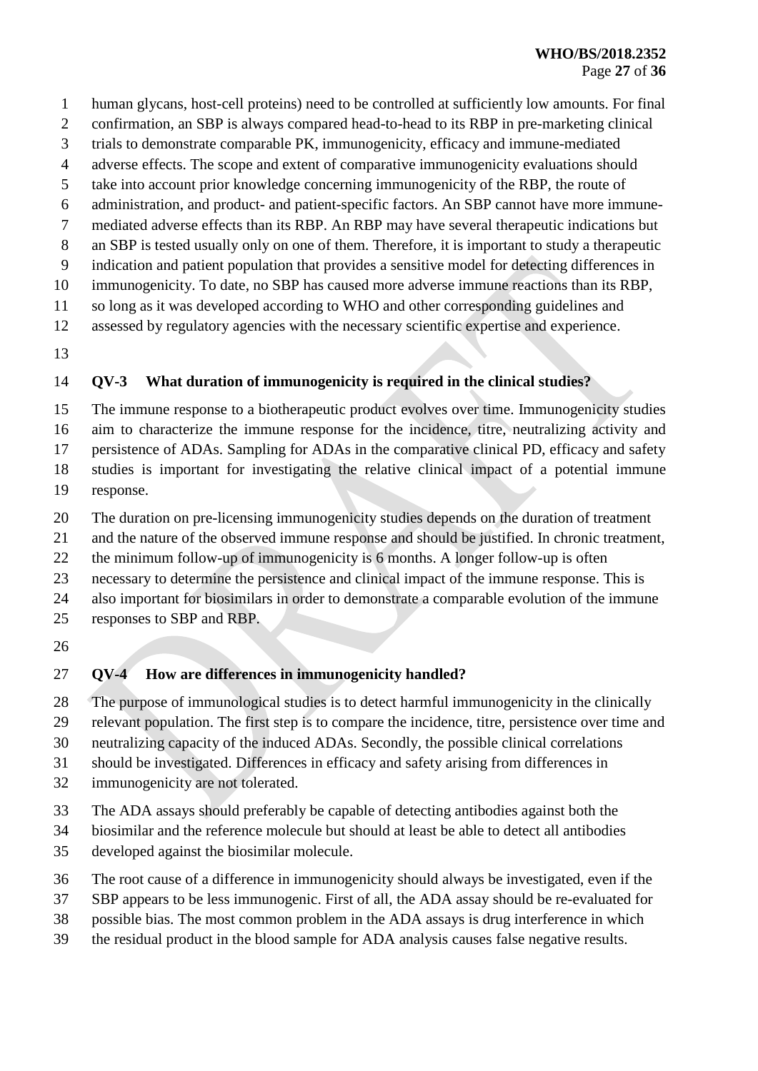human glycans, host-cell proteins) need to be controlled at sufficiently low amounts. For final confirmation, an SBP is always compared head-to-head to its RBP in pre-marketing clinical trials to demonstrate comparable PK, immunogenicity, efficacy and immune-mediated adverse effects. The scope and extent of comparative immunogenicity evaluations should take into account prior knowledge concerning immunogenicity of the RBP, the route of administration, and product- and patient-specific factors. An SBP cannot have more immune-mediated adverse effects than its RBP. An RBP may have several therapeutic indications but an SBP is tested usually only on one of them. Therefore, it is important to study a therapeutic indication and patient population that provides a sensitive model for detecting differences in immunogenicity. To date, no SBP has caused more adverse immune reactions than its RBP, so long as it was developed according to WHO and other corresponding guidelines and assessed by regulatory agencies with the necessary scientific expertise and experience.

**QV-3 What duration of immunogenicity is required in the clinical studies?**

The immune response to a biotherapeutic product evolves over time. Immunogenicity studies aim to characterize the immune response for the incidence, titre, neutralizing activity and persistence of ADAs. Sampling for ADAs in the comparative clinical PD, efficacy and safety studies is important for investigating the relative clinical impact of a potential immune response.

The duration on pre-licensing immunogenicity studies depends on the duration of treatment and the nature of the observed immune response and should be justified. In chronic treatment, the minimum follow-up of immunogenicity is 6 months. A longer follow-up is often necessary to determine the persistence and clinical impact of the immune response. This is also important for biosimilars in order to demonstrate a comparable evolution of the immune responses to SBP and RBP.

**QV-4 How are differences in immunogenicity handled?**

The purpose of immunological studies is to detect harmful immunogenicity in the clinically relevant population. The first step is to compare the incidence, titre, persistence over time and neutralizing capacity of the induced ADAs. Secondly, the possible clinical correlations should be investigated. Differences in efficacy and safety arising from differences in immunogenicity are not tolerated.

The ADA assays should preferably be capable of detecting antibodies against both the biosimilar and the reference molecule but should at least be able to detect all antibodies developed against the biosimilar molecule.

The root cause of a difference in immunogenicity should always be investigated, even if the SBP appears to be less immunogenic. First of all, the ADA assay should be re-evaluated for possible bias. The most common problem in the ADA assays is drug interference in which the residual product in the blood sample for ADA analysis causes false negative results.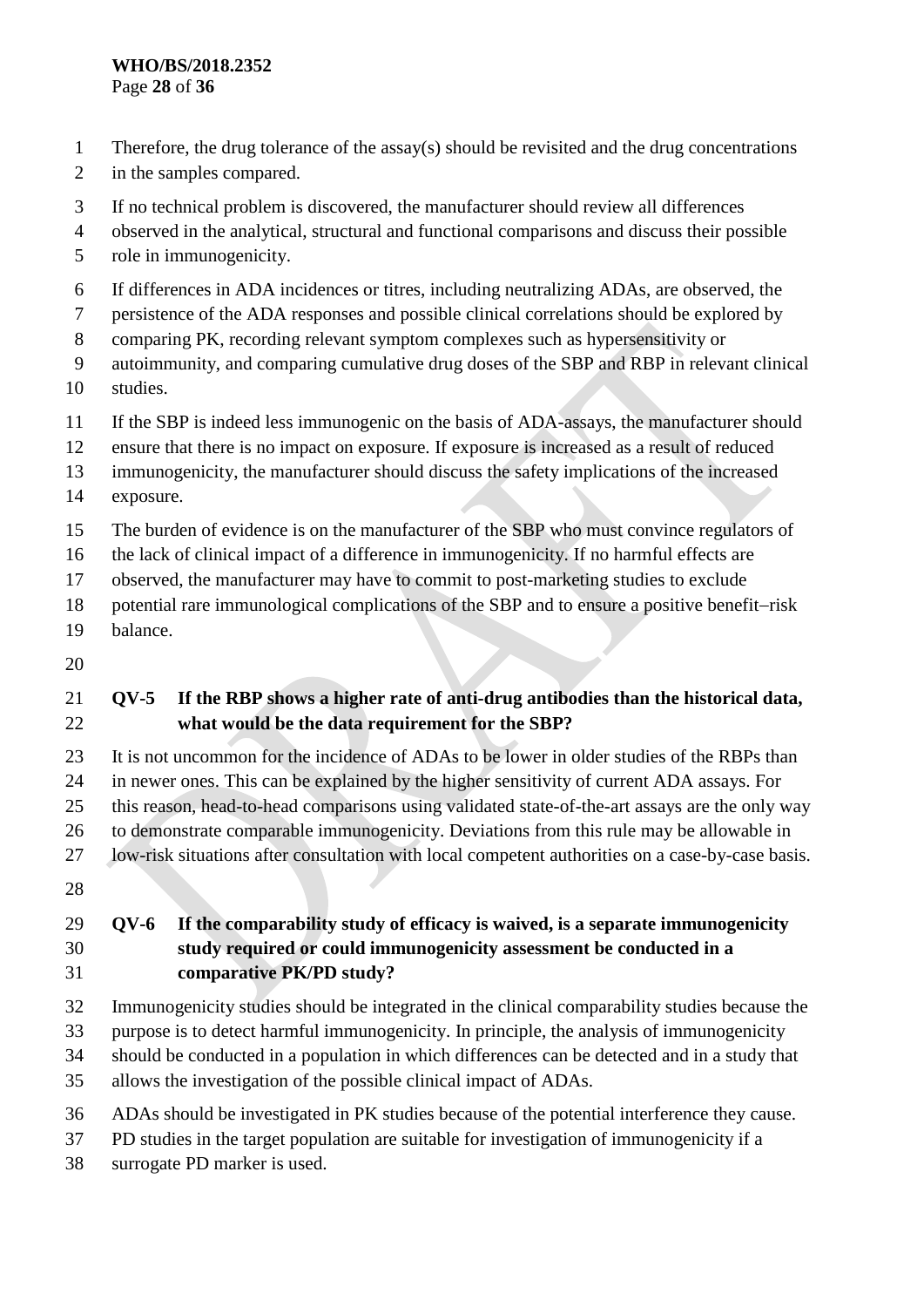Therefore, the drug tolerance of the assay(s) should be revisited and the drug concentrations in the samples compared.

If no technical problem is discovered, the manufacturer should review all differences observed in the analytical, structural and functional comparisons and discuss their possible role in immunogenicity.

If differences in ADA incidences or titres, including neutralizing ADAs, are observed, the persistence of the ADA responses and possible clinical correlations should be explored by comparing PK, recording relevant symptom complexes such as hypersensitivity or autoimmunity, and comparing cumulative drug doses of the SBP and RBP in relevant clinical studies.

If the SBP is indeed less immunogenic on the basis of ADA-assays, the manufacturer should ensure that there is no impact on exposure. If exposure is increased as a result of reduced immunogenicity, the manufacturer should discuss the safety implications of the increased exposure.

The burden of evidence is on the manufacturer of the SBP who must convince regulators of the lack of clinical impact of a difference in immunogenicity. If no harmful effects are observed, the manufacturer may have to commit to post-marketing studies to exclude potential rare immunological complications of the SBP and to ensure a positive benefit–risk balance.

**QV-5 If the RBP shows a higher rate of anti-drug antibodies than the historical data, what would be the data requirement for the SBP?**

It is not uncommon for the incidence of ADAs to be lower in older studies of the RBPs than in newer ones. This can be explained by the higher sensitivity of current ADA assays. For this reason, head-to-head comparisons using validated state-of-the-art assays are the only way to demonstrate comparable immunogenicity. Deviations from this rule may be allowable in low-risk situations after consultation with local competent authorities on a case-by-case basis.

**QV-6 If the comparability study of efficacy is waived, is a separate immunogenicity study required or could immunogenicity assessment be conducted in a comparative PK/PD study?**

Immunogenicity studies should be integrated in the clinical comparability studies because the purpose is to detect harmful immunogenicity. In principle, the analysis of immunogenicity should be conducted in a population in which differences can be detected and in a study that allows the investigation of the possible clinical impact of ADAs.

ADAs should be investigated in PK studies because of the potential interference they cause. PD studies in the target population are suitable for investigation of immunogenicity if a surrogate PD marker is used.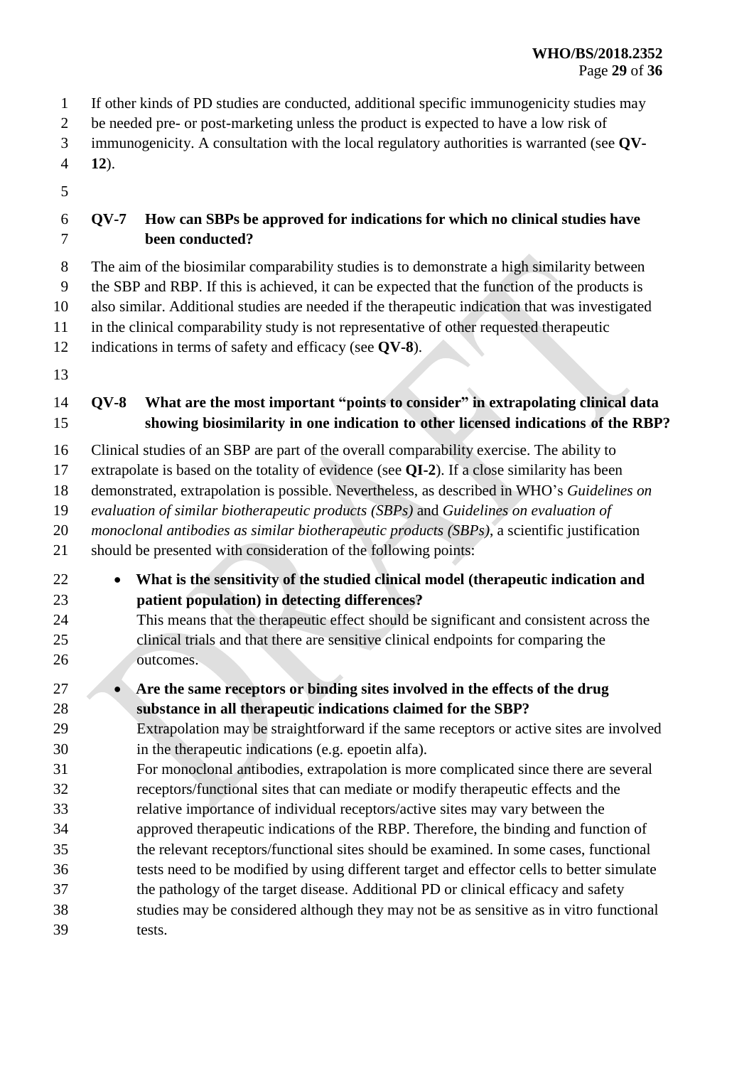If other kinds of PD studies are conducted, additional specific immunogenicity studies may be needed pre- or post-marketing unless the product is expected to have a low risk of immunogenicity. A consultation with the local regulatory authorities is warranted (see **QV-12**).

### QV-7 How can SBPs be approved for indications for which no clinical studies have been conducted?

The aim of the biosimilar comparability studies is to demonstrate a high similarity between the SBP and RBP. If this is achieved, it can be expected that the function of the products is also similar. Additional studies are needed if the therapeutic indication that was investigated in the clinical comparability study is not representative of other requested therapeutic indications in terms of safety and efficacy (see **QV-8**).

### QV-8 What are the most important "points to consider" in extrapolating clinical data showing biosimilarity in one indication to other licensed indications of the RBP?

Clinical studies of an SBP are part of the overall comparability exercise. The ability to extrapolate is based on the totality of evidence (see **QI-2**). If a close similarity has been demonstrated, extrapolation is possible. Nevertheless, as described in WHO's *Guidelines on evaluation of similar biotherapeutic products (SBPs)* and *Guidelines on evaluation of monoclonal antibodies as similar biotherapeutic products (SBPs)*, a scientific justification should be presented with consideration of the following points:

- **What is the sensitivity of the studied clinical model (therapeutic indication and patient population) in detecting differences?**
  This means that the therapeutic effect should be significant and consistent across the clinical trials and that there are sensitive clinical endpoints for comparing the outcomes.
- **Are the same receptors or binding sites involved in the effects of the drug substance in all therapeutic indications claimed for the SBP?**
  Extrapolation may be straightforward if the same receptors or active sites are involved in the therapeutic indications (e.g. epoetin alfa).
  For monoclonal antibodies, extrapolation is more complicated since there are several receptors/functional sites that can mediate or modify therapeutic effects and the relative importance of individual receptors/active sites may vary between the approved therapeutic indications of the RBP. Therefore, the binding and function of the relevant receptors/functional sites should be examined. In some cases, functional tests need to be modified by using different target and effector cells to better simulate the pathology of the target disease. Additional PD or clinical efficacy and safety studies may be considered although they may not be as sensitive as in vitro functional tests.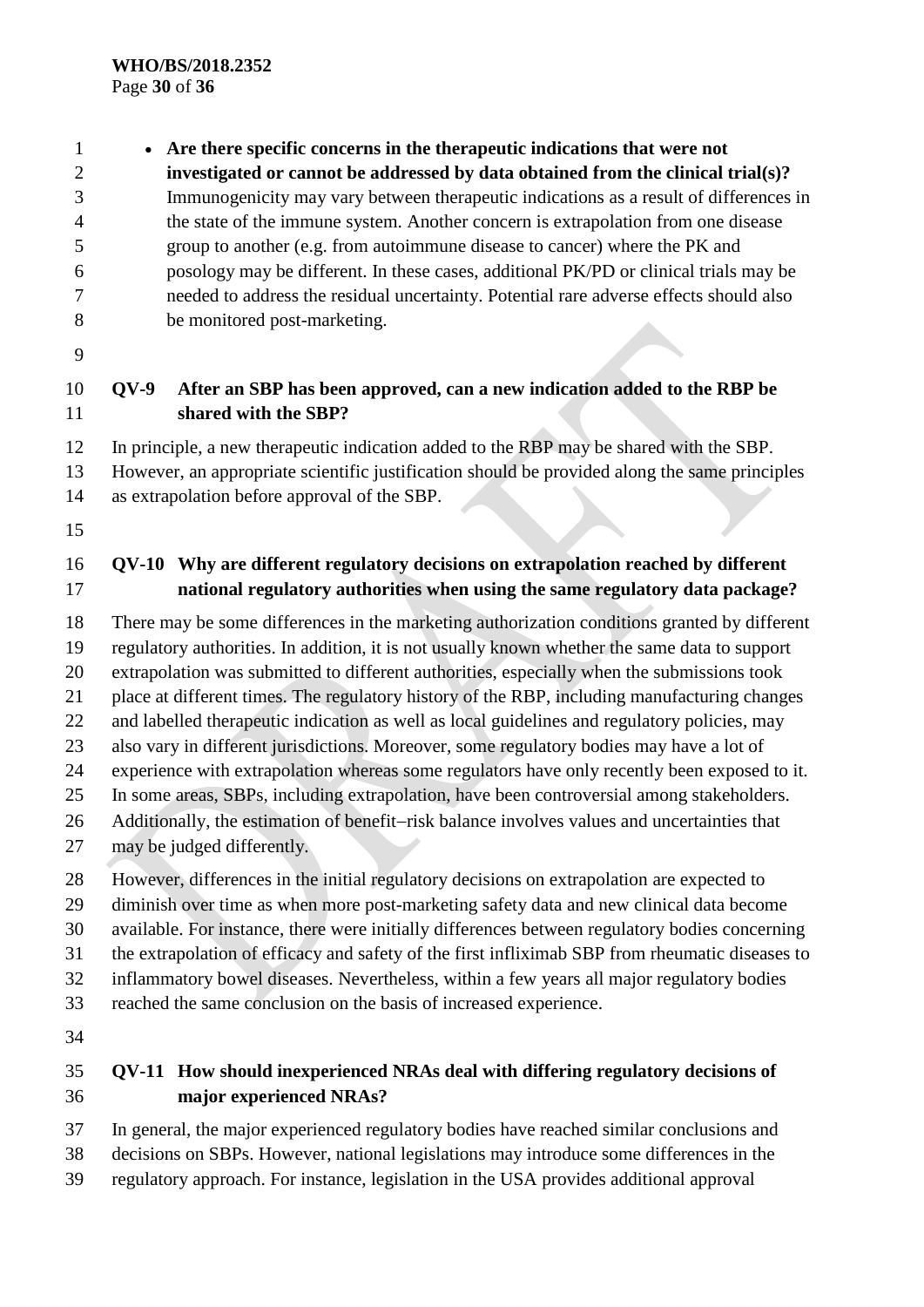- **Are there specific concerns in the therapeutic indications that were not investigated or cannot be addressed by data obtained from the clinical trial(s)?** Immunogenicity may vary between therapeutic indications as a result of differences in the state of the immune system. Another concern is extrapolation from one disease group to another (e.g. from autoimmune disease to cancer) where the PK and posology may be different. In these cases, additional PK/PD or clinical trials may be needed to address the residual uncertainty. Potential rare adverse effects should also be monitored post-marketing.

### QV-9 After an SBP has been approved, can a new indication added to the RBP be shared with the SBP?

In principle, a new therapeutic indication added to the RBP may be shared with the SBP. However, an appropriate scientific justification should be provided along the same principles as extrapolation before approval of the SBP.

### QV-10 Why are different regulatory decisions on extrapolation reached by different national regulatory authorities when using the same regulatory data package?

There may be some differences in the marketing authorization conditions granted by different regulatory authorities. In addition, it is not usually known whether the same data to support extrapolation was submitted to different authorities, especially when the submissions took place at different times. The regulatory history of the RBP, including manufacturing changes and labelled therapeutic indication as well as local guidelines and regulatory policies, may also vary in different jurisdictions. Moreover, some regulatory bodies may have a lot of experience with extrapolation whereas some regulators have only recently been exposed to it. In some areas, SBPs, including extrapolation, have been controversial among stakeholders. Additionally, the estimation of benefit–risk balance involves values and uncertainties that may be judged differently.

However, differences in the initial regulatory decisions on extrapolation are expected to diminish over time as when more post-marketing safety data and new clinical data become available. For instance, there were initially differences between regulatory bodies concerning the extrapolation of efficacy and safety of the first infliximab SBP from rheumatic diseases to inflammatory bowel diseases. Nevertheless, within a few years all major regulatory bodies reached the same conclusion on the basis of increased experience.

### QV-11 How should inexperienced NRAs deal with differing regulatory decisions of major experienced NRAs?

In general, the major experienced regulatory bodies have reached similar conclusions and decisions on SBPs. However, national legislations may introduce some differences in the regulatory approach. For instance, legislation in the USA provides additional approval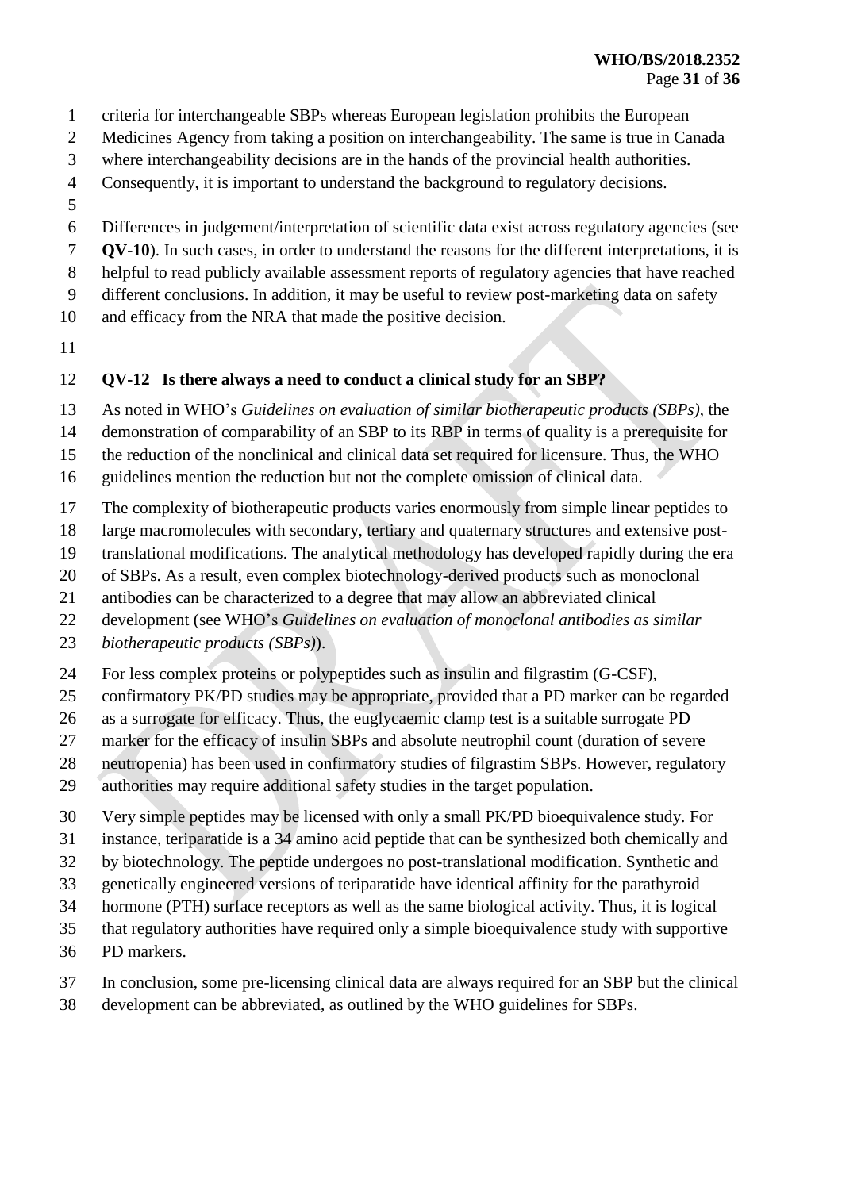criteria for interchangeable SBPs whereas European legislation prohibits the European Medicines Agency from taking a position on interchangeability. The same is true in Canada where interchangeability decisions are in the hands of the provincial health authorities. Consequently, it is important to understand the background to regulatory decisions.

Differences in judgement/interpretation of scientific data exist across regulatory agencies (see **QV-10**). In such cases, in order to understand the reasons for the different interpretations, it is helpful to read publicly available assessment reports of regulatory agencies that have reached different conclusions. In addition, it may be useful to review post-marketing data on safety and efficacy from the NRA that made the positive decision.

### QV-12 Is there always a need to conduct a clinical study for an SBP?

As noted in WHO's *Guidelines on evaluation of similar biotherapeutic products (SBPs)*, the demonstration of comparability of an SBP to its RBP in terms of quality is a prerequisite for the reduction of the nonclinical and clinical data set required for licensure. Thus, the WHO guidelines mention the reduction but not the complete omission of clinical data.

The complexity of biotherapeutic products varies enormously from simple linear peptides to large macromolecules with secondary, tertiary and quaternary structures and extensive post-translational modifications. The analytical methodology has developed rapidly during the era of SBPs. As a result, even complex biotechnology-derived products such as monoclonal antibodies can be characterized to a degree that may allow an abbreviated clinical development (see WHO's *Guidelines on evaluation of monoclonal antibodies as similar biotherapeutic products (SBPs)*).

For less complex proteins or polypeptides such as insulin and filgrastim (G-CSF), confirmatory PK/PD studies may be appropriate, provided that a PD marker can be regarded as a surrogate for efficacy. Thus, the euglycaemic clamp test is a suitable surrogate PD marker for the efficacy of insulin SBPs and absolute neutrophil count (duration of severe neutropenia) has been used in confirmatory studies of filgrastim SBPs. However, regulatory authorities may require additional safety studies in the target population.

Very simple peptides may be licensed with only a small PK/PD bioequivalence study. For instance, teriparatide is a 34 amino acid peptide that can be synthesized both chemically and by biotechnology. The peptide undergoes no post-translational modification. Synthetic and genetically engineered versions of teriparatide have identical affinity for the parathyroid hormone (PTH) surface receptors as well as the same biological activity. Thus, it is logical that regulatory authorities have required only a simple bioequivalence study with supportive PD markers.

In conclusion, some pre-licensing clinical data are always required for an SBP but the clinical development can be abbreviated, as outlined by the WHO guidelines for SBPs.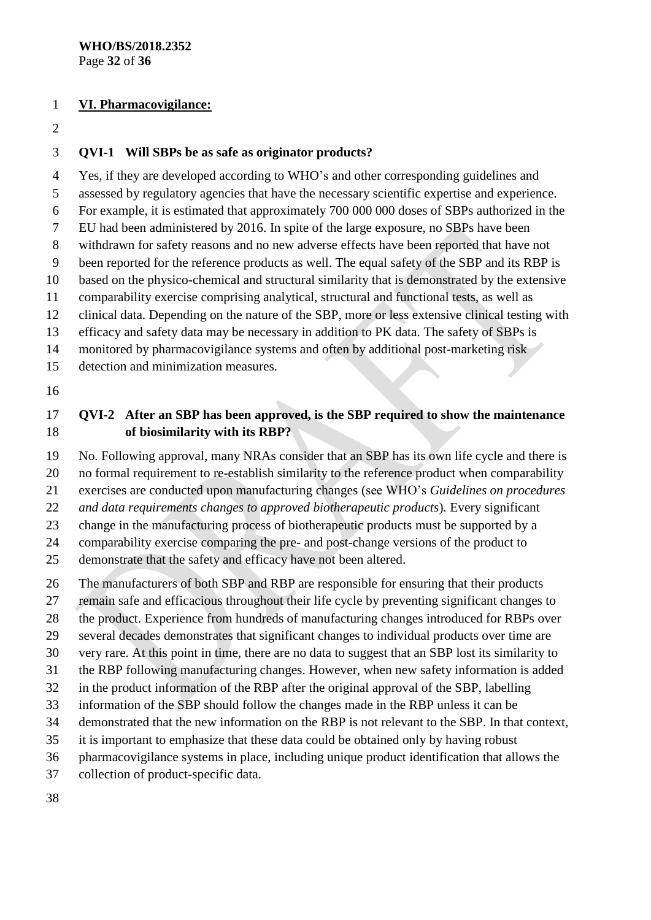## VI. Pharmacovigilance:

### QVI-1 Will SBPs be as safe as originator products?

Yes, if they are developed according to WHO's and other corresponding guidelines and assessed by regulatory agencies that have the necessary scientific expertise and experience. For example, it is estimated that approximately 700 000 000 doses of SBPs authorized in the EU had been administered by 2016. In spite of the large exposure, no SBPs have been withdrawn for safety reasons and no new adverse effects have been reported that have not been reported for the reference products as well. The equal safety of the SBP and its RBP is based on the physico-chemical and structural similarity that is demonstrated by the extensive comparability exercise comprising analytical, structural and functional tests, as well as clinical data. Depending on the nature of the SBP, more or less extensive clinical testing with efficacy and safety data may be necessary in addition to PK data. The safety of SBPs is monitored by pharmacovigilance systems and often by additional post-marketing risk detection and minimization measures.

### QVI-2 After an SBP has been approved, is the SBP required to show the maintenance of biosimilarity with its RBP?

No. Following approval, many NRAs consider that an SBP has its own life cycle and there is no formal requirement to re-establish similarity to the reference product when comparability exercises are conducted upon manufacturing changes (see WHO's *Guidelines on procedures and data requirements changes to approved biotherapeutic products*). Every significant change in the manufacturing process of biotherapeutic products must be supported by a comparability exercise comparing the pre- and post-change versions of the product to demonstrate that the safety and efficacy have not been altered.

The manufacturers of both SBP and RBP are responsible for ensuring that their products remain safe and efficacious throughout their life cycle by preventing significant changes to the product. Experience from hundreds of manufacturing changes introduced for RBPs over several decades demonstrates that significant changes to individual products over time are very rare. At this point in time, there are no data to suggest that an SBP lost its similarity to the RBP following manufacturing changes. However, when new safety information is added in the product information of the RBP after the original approval of the SBP, labelling information of the SBP should follow the changes made in the RBP unless it can be demonstrated that the new information on the RBP is not relevant to the SBP. In that context, it is important to emphasize that these data could be obtained only by having robust pharmacovigilance systems in place, including unique product identification that allows the collection of product-specific data.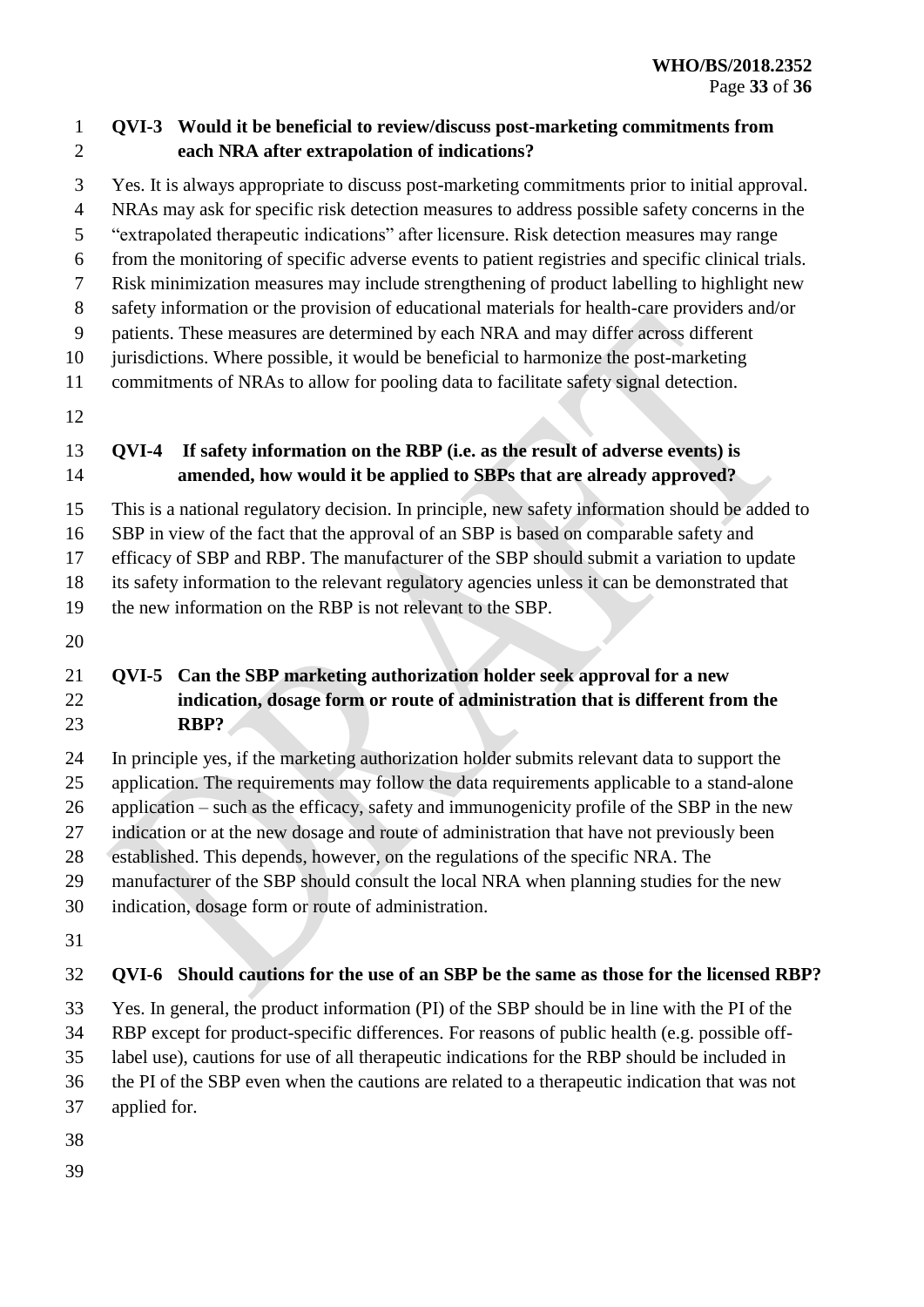**QVI-3 Would it be beneficial to review/discuss post-marketing commitments from each NRA after extrapolation of indications?**

Yes. It is always appropriate to discuss post-marketing commitments prior to initial approval. NRAs may ask for specific risk detection measures to address possible safety concerns in the "extrapolated therapeutic indications" after licensure. Risk detection measures may range from the monitoring of specific adverse events to patient registries and specific clinical trials. Risk minimization measures may include strengthening of product labelling to highlight new safety information or the provision of educational materials for health-care providers and/or patients. These measures are determined by each NRA and may differ across different jurisdictions. Where possible, it would be beneficial to harmonize the post-marketing commitments of NRAs to allow for pooling data to facilitate safety signal detection.

**QVI-4 If safety information on the RBP (i.e. as the result of adverse events) is amended, how would it be applied to SBPs that are already approved?**

This is a national regulatory decision. In principle, new safety information should be added to SBP in view of the fact that the approval of an SBP is based on comparable safety and efficacy of SBP and RBP. The manufacturer of the SBP should submit a variation to update its safety information to the relevant regulatory agencies unless it can be demonstrated that the new information on the RBP is not relevant to the SBP.

**QVI-5 Can the SBP marketing authorization holder seek approval for a new indication, dosage form or route of administration that is different from the RBP?**

In principle yes, if the marketing authorization holder submits relevant data to support the application. The requirements may follow the data requirements applicable to a stand-alone application – such as the efficacy, safety and immunogenicity profile of the SBP in the new indication or at the new dosage and route of administration that have not previously been established. This depends, however, on the regulations of the specific NRA. The manufacturer of the SBP should consult the local NRA when planning studies for the new indication, dosage form or route of administration.

**QVI-6 Should cautions for the use of an SBP be the same as those for the licensed RBP?**

Yes. In general, the product information (PI) of the SBP should be in line with the PI of the RBP except for product-specific differences. For reasons of public health (e.g. possible off-label use), cautions for use of all therapeutic indications for the RBP should be included in the PI of the SBP even when the cautions are related to a therapeutic indication that was not applied for.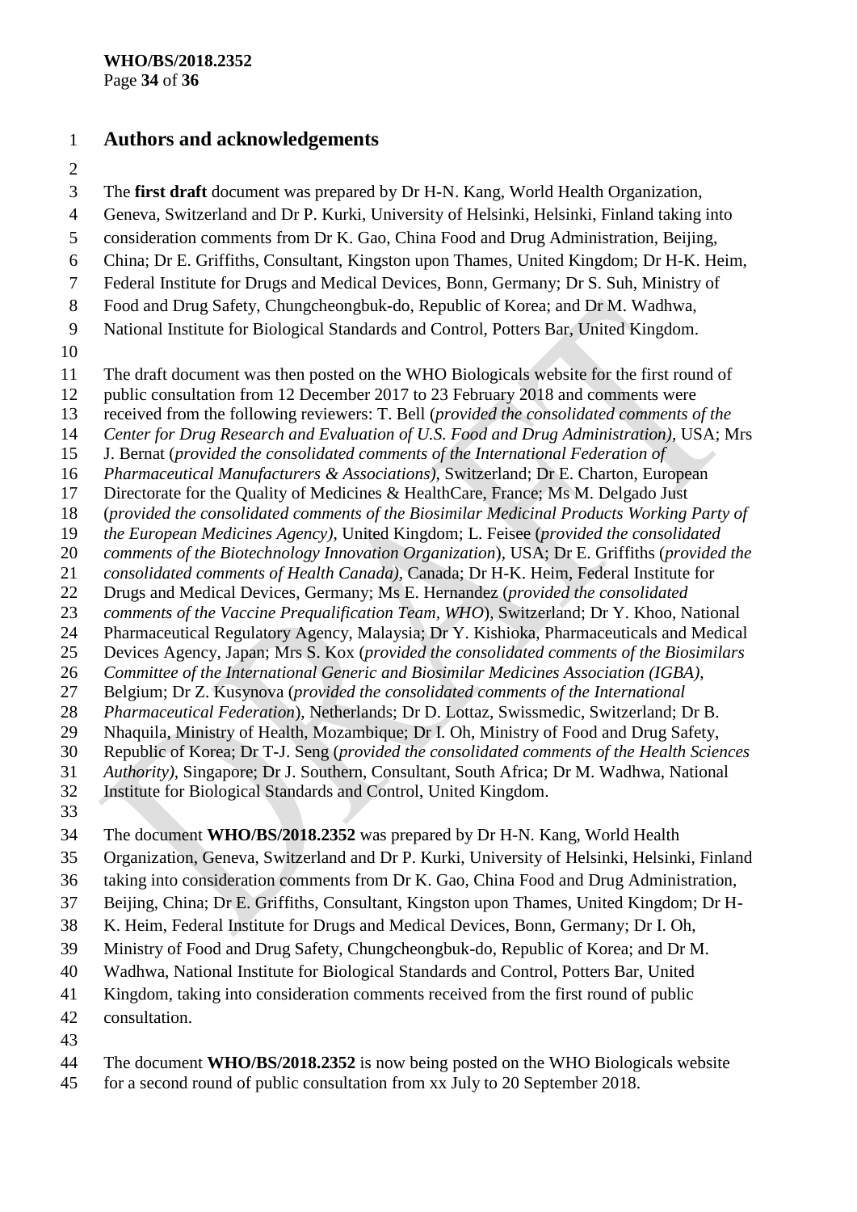## Authors and acknowledgements

The **first draft** document was prepared by Dr H-N. Kang, World Health Organization, Geneva, Switzerland and Dr P. Kurki, University of Helsinki, Helsinki, Finland taking into consideration comments from Dr K. Gao, China Food and Drug Administration, Beijing, China; Dr E. Griffiths, Consultant, Kingston upon Thames, United Kingdom; Dr H-K. Heim, Federal Institute for Drugs and Medical Devices, Bonn, Germany; Dr S. Suh, Ministry of Food and Drug Safety, Chungcheongbuk-do, Republic of Korea; and Dr M. Wadhwa, National Institute for Biological Standards and Control, Potters Bar, United Kingdom.

The draft document was then posted on the WHO Biologicals website for the first round of public consultation from 12 December 2017 to 23 February 2018 and comments were received from the following reviewers: T. Bell (*provided the consolidated comments of the Center for Drug Research and Evaluation of U.S. Food and Drug Administration)*, USA; Mrs J. Bernat (*provided the consolidated comments of the International Federation of Pharmaceutical Manufacturers & Associations)*, Switzerland; Dr E. Charton, European Directorate for the Quality of Medicines & HealthCare, France; Ms M. Delgado Just (*provided the consolidated comments of the Biosimilar Medicinal Products Working Party of the European Medicines Agency)*, United Kingdom; L. Feisee (*provided the consolidated comments of the Biotechnology Innovation Organization*), USA; Dr E. Griffiths (*provided the consolidated comments of Health Canada)*, Canada; Dr H-K. Heim, Federal Institute for Drugs and Medical Devices, Germany; Ms E. Hernandez (*provided the consolidated comments of the Vaccine Prequalification Team, WHO*), Switzerland; Dr Y. Khoo, National Pharmaceutical Regulatory Agency, Malaysia; Dr Y. Kishioka, Pharmaceuticals and Medical Devices Agency, Japan; Mrs S. Kox (*provided the consolidated comments of the Biosimilars Committee of the International Generic and Biosimilar Medicines Association (IGBA)*, Belgium; Dr Z. Kusynova (*provided the consolidated comments of the International Pharmaceutical Federation*), Netherlands; Dr D. Lottaz, Swissmedic, Switzerland; Dr B. Nhaquila, Ministry of Health, Mozambique; Dr I. Oh, Ministry of Food and Drug Safety, Republic of Korea; Dr T-J. Seng (*provided the consolidated comments of the Health Sciences Authority)*, Singapore; Dr J. Southern, Consultant, South Africa; Dr M. Wadhwa, National Institute for Biological Standards and Control, United Kingdom.

The document **WHO/BS/2018.2352** was prepared by Dr H-N. Kang, World Health Organization, Geneva, Switzerland and Dr P. Kurki, University of Helsinki, Helsinki, Finland taking into consideration comments from Dr K. Gao, China Food and Drug Administration, Beijing, China; Dr E. Griffiths, Consultant, Kingston upon Thames, United Kingdom; Dr H-K. Heim, Federal Institute for Drugs and Medical Devices, Bonn, Germany; Dr I. Oh, Ministry of Food and Drug Safety, Chungcheongbuk-do, Republic of Korea; and Dr M. Wadhwa, National Institute for Biological Standards and Control, Potters Bar, United Kingdom, taking into consideration comments received from the first round of public consultation.

The document **WHO/BS/2018.2352** is now being posted on the WHO Biologicals website for a second round of public consultation from xx July to 20 September 2018.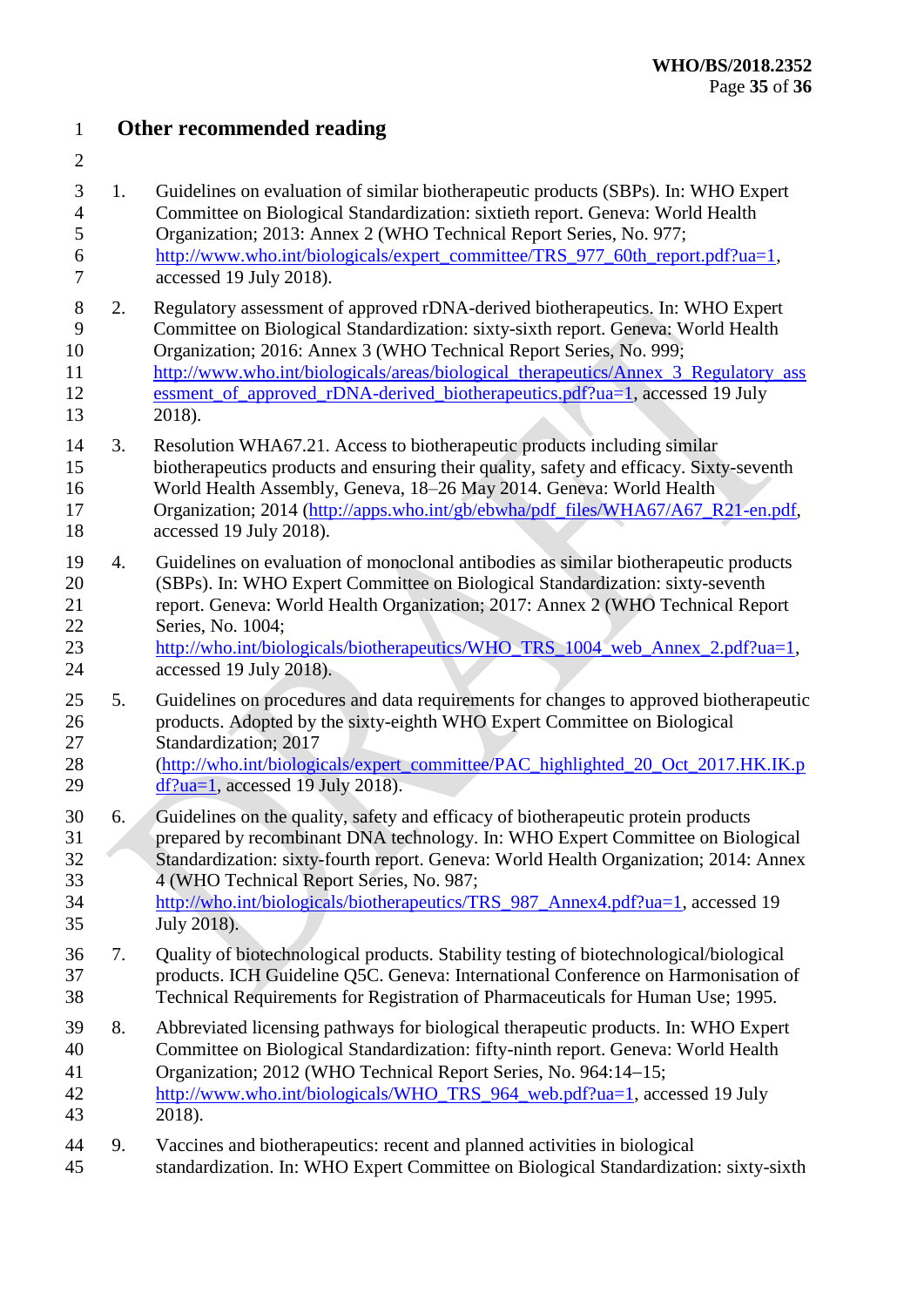## Other recommended reading

1. Guidelines on evaluation of similar biotherapeutic products (SBPs). In: WHO Expert Committee on Biological Standardization: sixtieth report. Geneva: World Health Organization; 2013: Annex 2 (WHO Technical Report Series, No. 977; http://www.who.int/biologicals/expert_committee/TRS_977_60th_report.pdf?ua=1, accessed 19 July 2018).

2. Regulatory assessment of approved rDNA-derived biotherapeutics. In: WHO Expert Committee on Biological Standardization: sixty-sixth report. Geneva: World Health Organization; 2016: Annex 3 (WHO Technical Report Series, No. 999; http://www.who.int/biologicals/areas/biological_therapeutics/Annex_3_Regulatory_assessment_of_approved_rDNA-derived_biotherapeutics.pdf?ua=1, accessed 19 July 2018).

3. Resolution WHA67.21. Access to biotherapeutic products including similar biotherapeutics products and ensuring their quality, safety and efficacy. Sixty-seventh World Health Assembly, Geneva, 18–26 May 2014. Geneva: World Health Organization; 2014 (http://apps.who.int/gb/ebwha/pdf_files/WHA67/A67_R21-en.pdf, accessed 19 July 2018).

4. Guidelines on evaluation of monoclonal antibodies as similar biotherapeutic products (SBPs). In: WHO Expert Committee on Biological Standardization: sixty-seventh report. Geneva: World Health Organization; 2017: Annex 2 (WHO Technical Report Series, No. 1004; http://who.int/biologicals/biotherapeutics/WHO_TRS_1004_web_Annex_2.pdf?ua=1, accessed 19 July 2018).

5. Guidelines on procedures and data requirements for changes to approved biotherapeutic products. Adopted by the sixty-eighth WHO Expert Committee on Biological Standardization; 2017 (http://who.int/biologicals/expert_committee/PAC_highlighted_20_Oct_2017.HK.IK.pdf?ua=1, accessed 19 July 2018).

6. Guidelines on the quality, safety and efficacy of biotherapeutic protein products prepared by recombinant DNA technology. In: WHO Expert Committee on Biological Standardization: sixty-fourth report. Geneva: World Health Organization; 2014: Annex 4 (WHO Technical Report Series, No. 987; http://who.int/biologicals/biotherapeutics/TRS_987_Annex4.pdf?ua=1, accessed 19 July 2018).

7. Quality of biotechnological products. Stability testing of biotechnological/biological products. ICH Guideline Q5C. Geneva: International Conference on Harmonisation of Technical Requirements for Registration of Pharmaceuticals for Human Use; 1995.

8. Abbreviated licensing pathways for biological therapeutic products. In: WHO Expert Committee on Biological Standardization: fifty-ninth report. Geneva: World Health Organization; 2012 (WHO Technical Report Series, No. 964:14–15; http://www.who.int/biologicals/WHO_TRS_964_web.pdf?ua=1, accessed 19 July 2018).

9. Vaccines and biotherapeutics: recent and planned activities in biological standardization. In: WHO Expert Committee on Biological Standardization: sixty-sixth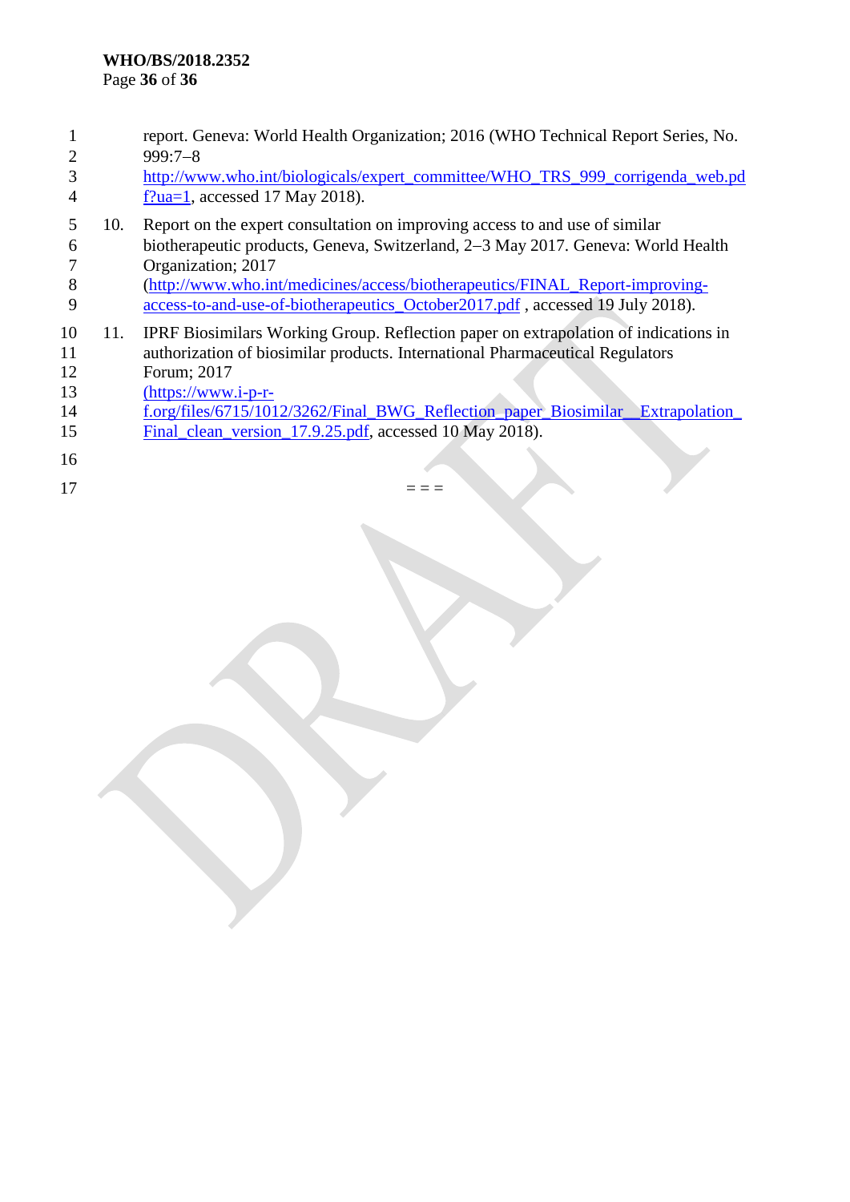report. Geneva: World Health Organization; 2016 (WHO Technical Report Series, No. 999:7–8 http://www.who.int/biologicals/expert_committee/WHO_TRS_999_corrigenda_web.pdf?ua=1, accessed 17 May 2018).

10. Report on the expert consultation on improving access to and use of similar biotherapeutic products, Geneva, Switzerland, 2–3 May 2017. Geneva: World Health Organization; 2017 (http://www.who.int/medicines/access/biotherapeutics/FINAL_Report-improving-access-to-and-use-of-biotherapeutics_October2017.pdf , accessed 19 July 2018).

11. IPRF Biosimilars Working Group. Reflection paper on extrapolation of indications in authorization of biosimilar products. International Pharmaceutical Regulators Forum; 2017 (https://www.i-p-r-f.org/files/6715/1012/3262/Final_BWG_Reflection_paper_Biosimilar__Extrapolation_Final_clean_version_17.9.25.pdf, accessed 10 May 2018).

= = =